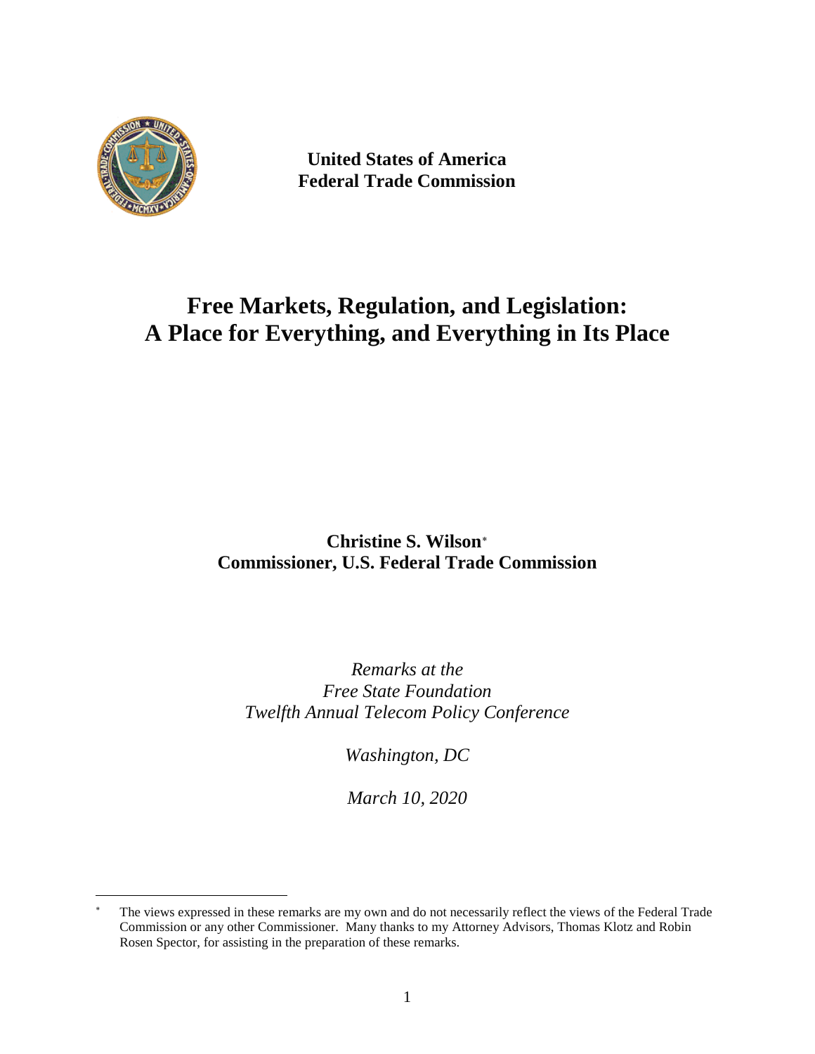**United States of America**
**Federal Trade Commission**

# Free Markets, Regulation, and Legislation: A Place for Everything, and Everything in Its Place

**Christine S. Wilson***
**Commissioner, U.S. Federal Trade Commission**

*Remarks at the*
*Free State Foundation*
*Twelfth Annual Telecom Policy Conference*

*Washington, DC*

*March 10, 2020*

---

* The views expressed in these remarks are my own and do not necessarily reflect the views of the Federal Trade Commission or any other Commissioner. Many thanks to my Attorney Advisors, Thomas Klotz and Robin Rosen Spector, for assisting in the preparation of these remarks.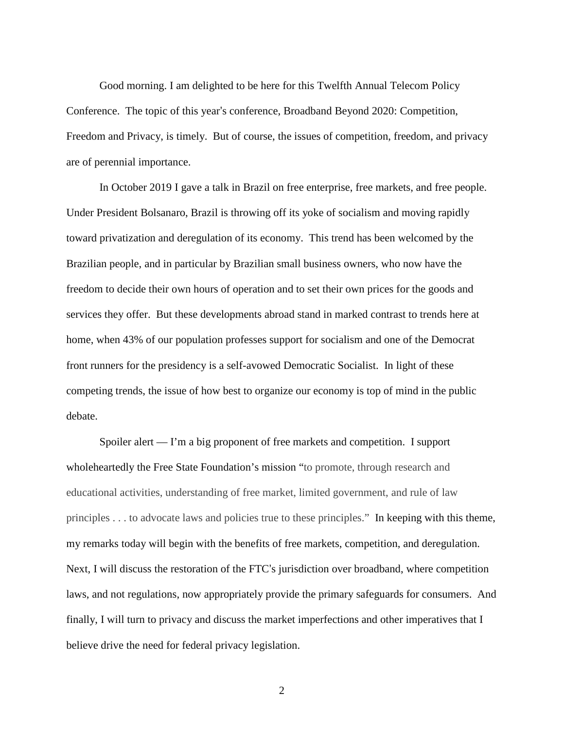Good morning. I am delighted to be here for this Twelfth Annual Telecom Policy Conference. The topic of this year's conference, Broadband Beyond 2020: Competition, Freedom and Privacy, is timely. But of course, the issues of competition, freedom, and privacy are of perennial importance.

In October 2019 I gave a talk in Brazil on free enterprise, free markets, and free people. Under President Bolsanaro, Brazil is throwing off its yoke of socialism and moving rapidly toward privatization and deregulation of its economy. This trend has been welcomed by the Brazilian people, and in particular by Brazilian small business owners, who now have the freedom to decide their own hours of operation and to set their own prices for the goods and services they offer. But these developments abroad stand in marked contrast to trends here at home, when 43% of our population professes support for socialism and one of the Democrat front runners for the presidency is a self-avowed Democratic Socialist. In light of these competing trends, the issue of how best to organize our economy is top of mind in the public debate.

Spoiler alert — I'm a big proponent of free markets and competition. I support wholeheartedly the Free State Foundation's mission "to promote, through research and educational activities, understanding of free market, limited government, and rule of law principles . . . to advocate laws and policies true to these principles." In keeping with this theme, my remarks today will begin with the benefits of free markets, competition, and deregulation. Next, I will discuss the restoration of the FTC's jurisdiction over broadband, where competition laws, and not regulations, now appropriately provide the primary safeguards for consumers. And finally, I will turn to privacy and discuss the market imperfections and other imperatives that I believe drive the need for federal privacy legislation.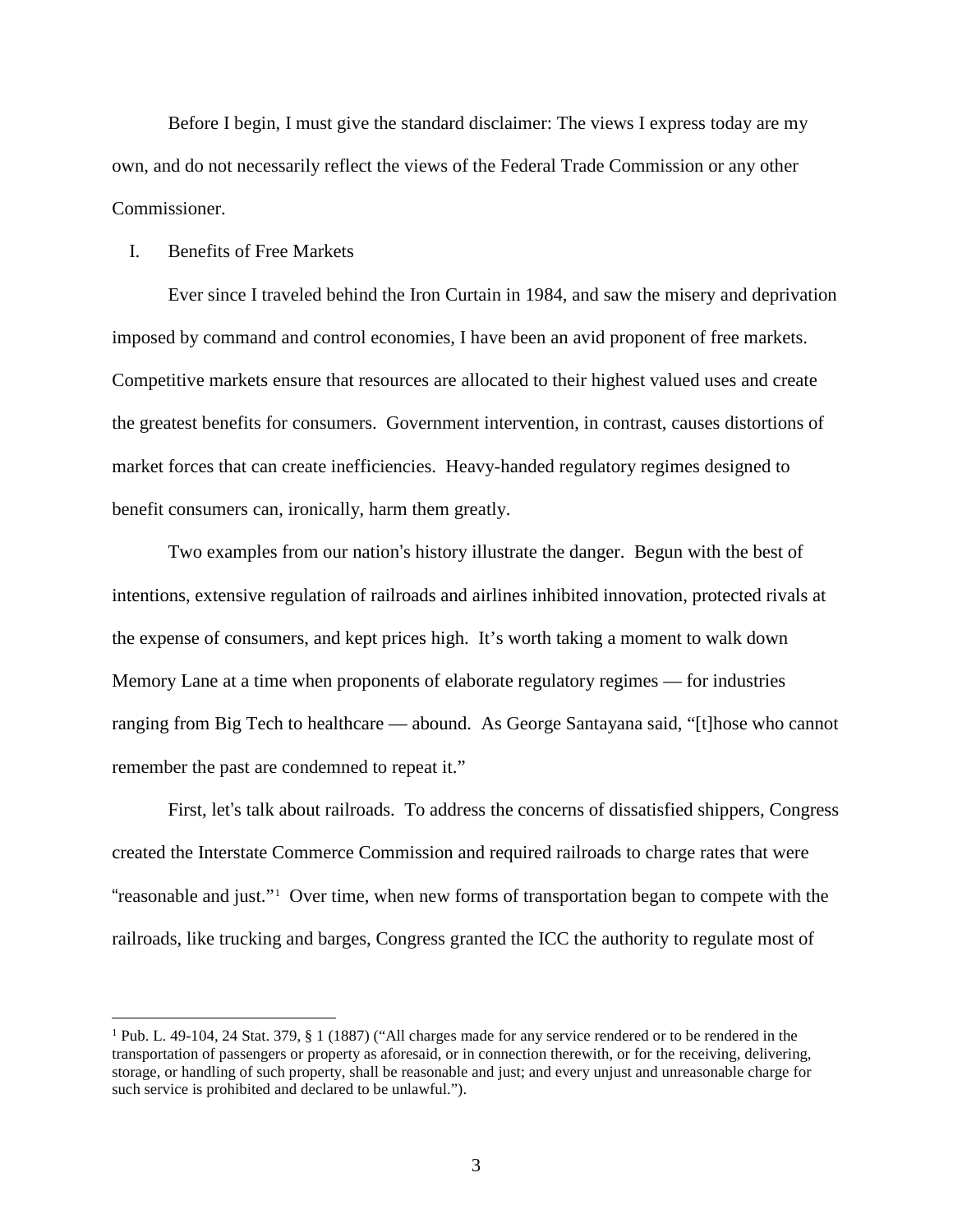Before I begin, I must give the standard disclaimer: The views I express today are my own, and do not necessarily reflect the views of the Federal Trade Commission or any other Commissioner.

## I. Benefits of Free Markets

Ever since I traveled behind the Iron Curtain in 1984, and saw the misery and deprivation imposed by command and control economies, I have been an avid proponent of free markets. Competitive markets ensure that resources are allocated to their highest valued uses and create the greatest benefits for consumers. Government intervention, in contrast, causes distortions of market forces that can create inefficiencies. Heavy-handed regulatory regimes designed to benefit consumers can, ironically, harm them greatly.

Two examples from our nation's history illustrate the danger. Begun with the best of intentions, extensive regulation of railroads and airlines inhibited innovation, protected rivals at the expense of consumers, and kept prices high. It's worth taking a moment to walk down Memory Lane at a time when proponents of elaborate regulatory regimes — for industries ranging from Big Tech to healthcare — abound. As George Santayana said, "[t]hose who cannot remember the past are condemned to repeat it."

First, let's talk about railroads. To address the concerns of dissatisfied shippers, Congress created the Interstate Commerce Commission and required railroads to charge rates that were "reasonable and just."[1] Over time, when new forms of transportation began to compete with the railroads, like trucking and barges, Congress granted the ICC the authority to regulate most of

---

[1] Pub. L. 49-104, 24 Stat. 379, § 1 (1887) ("All charges made for any service rendered or to be rendered in the transportation of passengers or property as aforesaid, or in connection therewith, or for the receiving, delivering, storage, or handling of such property, shall be reasonable and just; and every unjust and unreasonable charge for such service is prohibited and declared to be unlawful.").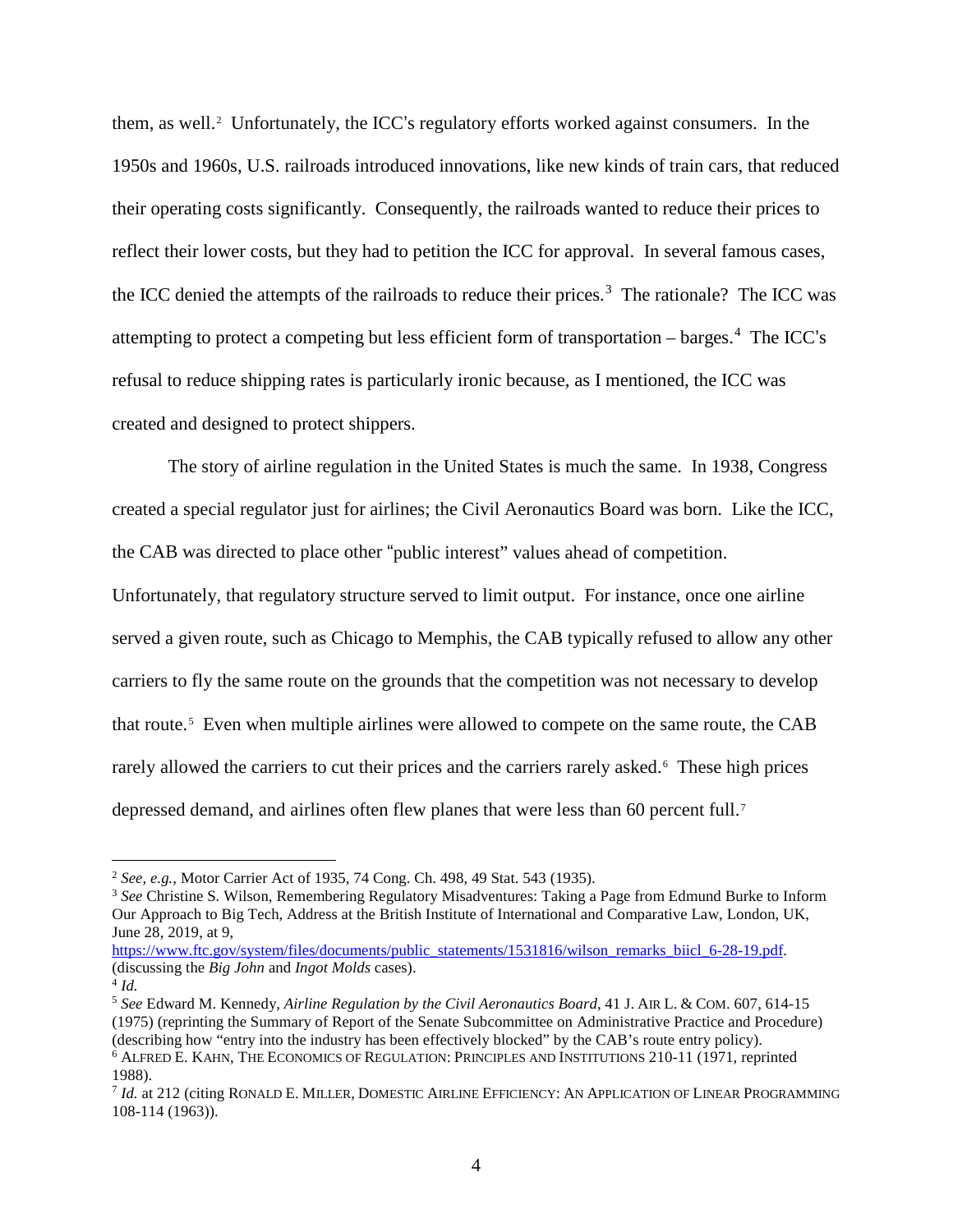them, as well.[2] Unfortunately, the ICC's regulatory efforts worked against consumers. In the 1950s and 1960s, U.S. railroads introduced innovations, like new kinds of train cars, that reduced their operating costs significantly. Consequently, the railroads wanted to reduce their prices to reflect their lower costs, but they had to petition the ICC for approval. In several famous cases, the ICC denied the attempts of the railroads to reduce their prices.[3] The rationale? The ICC was attempting to protect a competing but less efficient form of transportation – barges.[4] The ICC's refusal to reduce shipping rates is particularly ironic because, as I mentioned, the ICC was created and designed to protect shippers.

The story of airline regulation in the United States is much the same. In 1938, Congress created a special regulator just for airlines; the Civil Aeronautics Board was born. Like the ICC, the CAB was directed to place other "public interest" values ahead of competition. Unfortunately, that regulatory structure served to limit output. For instance, once one airline served a given route, such as Chicago to Memphis, the CAB typically refused to allow any other carriers to fly the same route on the grounds that the competition was not necessary to develop that route.[5] Even when multiple airlines were allowed to compete on the same route, the CAB rarely allowed the carriers to cut their prices and the carriers rarely asked.[6] These high prices depressed demand, and airlines often flew planes that were less than 60 percent full.[7]

---

[2] *See, e.g.*, Motor Carrier Act of 1935, 74 Cong. Ch. 498, 49 Stat. 543 (1935).

[3] *See* Christine S. Wilson, Remembering Regulatory Misadventures: Taking a Page from Edmund Burke to Inform Our Approach to Big Tech, Address at the British Institute of International and Comparative Law, London, UK, June 28, 2019, at 9, https://www.ftc.gov/system/files/documents/public_statements/1531816/wilson_remarks_biicl_6-28-19.pdf. (discussing the *Big John* and *Ingot Molds* cases).

[4] *Id.*

[5] *See* Edward M. Kennedy, *Airline Regulation by the Civil Aeronautics Board*, 41 J. AIR L. & COM. 607, 614-15 (1975) (reprinting the Summary of Report of the Senate Subcommittee on Administrative Practice and Procedure) (describing how "entry into the industry has been effectively blocked" by the CAB's route entry policy).

[6] ALFRED E. KAHN, THE ECONOMICS OF REGULATION: PRINCIPLES AND INSTITUTIONS 210-11 (1971, reprinted 1988).

[7] *Id.* at 212 (citing RONALD E. MILLER, DOMESTIC AIRLINE EFFICIENCY: AN APPLICATION OF LINEAR PROGRAMMING 108-114 (1963)).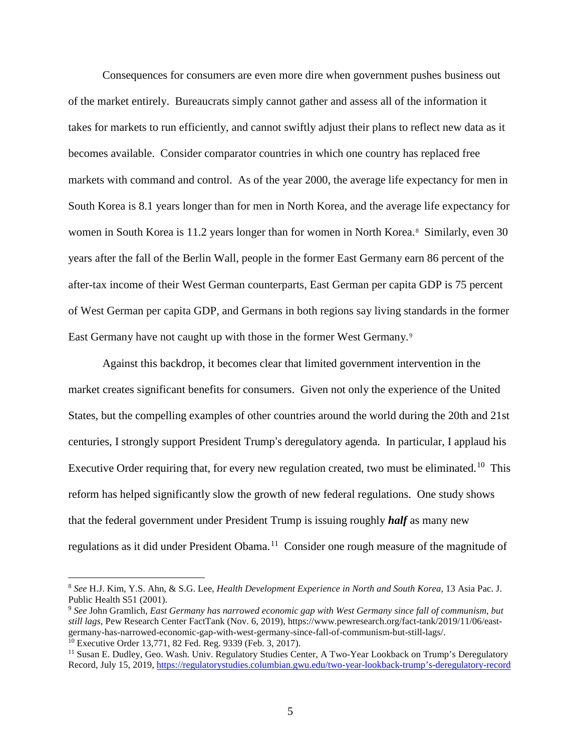Consequences for consumers are even more dire when government pushes business out of the market entirely. Bureaucrats simply cannot gather and assess all of the information it takes for markets to run efficiently, and cannot swiftly adjust their plans to reflect new data as it becomes available. Consider comparator countries in which one country has replaced free markets with command and control. As of the year 2000, the average life expectancy for men in South Korea is 8.1 years longer than for men in North Korea, and the average life expectancy for women in South Korea is 11.2 years longer than for women in North Korea.[8] Similarly, even 30 years after the fall of the Berlin Wall, people in the former East Germany earn 86 percent of the after-tax income of their West German counterparts, East German per capita GDP is 75 percent of West German per capita GDP, and Germans in both regions say living standards in the former East Germany have not caught up with those in the former West Germany.[9]

Against this backdrop, it becomes clear that limited government intervention in the market creates significant benefits for consumers. Given not only the experience of the United States, but the compelling examples of other countries around the world during the 20th and 21st centuries, I strongly support President Trump's deregulatory agenda. In particular, I applaud his Executive Order requiring that, for every new regulation created, two must be eliminated.[10] This reform has helped significantly slow the growth of new federal regulations. One study shows that the federal government under President Trump is issuing roughly ***half*** as many new regulations as it did under President Obama.[11] Consider one rough measure of the magnitude of

---

[8] *See* H.J. Kim, Y.S. Ahn, & S.G. Lee, *Health Development Experience in North and South Korea*, 13 Asia Pac. J. Public Health S51 (2001).

[9] *See* John Gramlich, *East Germany has narrowed economic gap with West Germany since fall of communism, but still lags*, Pew Research Center FactTank (Nov. 6, 2019), https://www.pewresearch.org/fact-tank/2019/11/06/east-germany-has-narrowed-economic-gap-with-west-germany-since-fall-of-communism-but-still-lags/.

[10] Executive Order 13,771, 82 Fed. Reg. 9339 (Feb. 3, 2017).

[11] Susan E. Dudley, Geo. Wash. Univ. Regulatory Studies Center, A Two-Year Lookback on Trump's Deregulatory Record, July 15, 2019, https://regulatorystudies.columbian.gwu.edu/two-year-lookback-trump's-deregulatory-record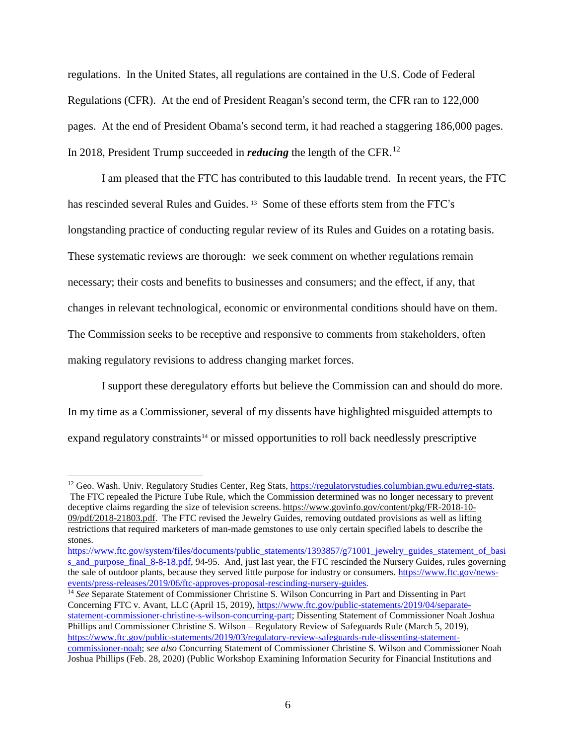regulations. In the United States, all regulations are contained in the U.S. Code of Federal Regulations (CFR). At the end of President Reagan's second term, the CFR ran to 122,000 pages. At the end of President Obama's second term, it had reached a staggering 186,000 pages. In 2018, President Trump succeeded in ***reducing*** the length of the CFR.[12]

I am pleased that the FTC has contributed to this laudable trend. In recent years, the FTC has rescinded several Rules and Guides.[13] Some of these efforts stem from the FTC's longstanding practice of conducting regular review of its Rules and Guides on a rotating basis. These systematic reviews are thorough: we seek comment on whether regulations remain necessary; their costs and benefits to businesses and consumers; and the effect, if any, that changes in relevant technological, economic or environmental conditions should have on them. The Commission seeks to be receptive and responsive to comments from stakeholders, often making regulatory revisions to address changing market forces.

I support these deregulatory efforts but believe the Commission can and should do more. In my time as a Commissioner, several of my dissents have highlighted misguided attempts to expand regulatory constraints[14] or missed opportunities to roll back needlessly prescriptive

---

[12] Geo. Wash. Univ. Regulatory Studies Center, Reg Stats, https://regulatorystudies.columbian.gwu.edu/reg-stats.

The FTC repealed the Picture Tube Rule, which the Commission determined was no longer necessary to prevent deceptive claims regarding the size of television screens. https://www.govinfo.gov/content/pkg/FR-2018-10-09/pdf/2018-21803.pdf. The FTC revised the Jewelry Guides, removing outdated provisions as well as lifting restrictions that required marketers of man-made gemstones to use only certain specified labels to describe the stones. https://www.ftc.gov/system/files/documents/public_statements/1393857/g71001_jewelry_guides_statement_of_basis_and_purpose_final_8-8-18.pdf, 94-95. And, just last year, the FTC rescinded the Nursery Guides, rules governing the sale of outdoor plants, because they served little purpose for industry or consumers. https://www.ftc.gov/news-events/press-releases/2019/06/ftc-approves-proposal-rescinding-nursery-guides.

[14] *See* Separate Statement of Commissioner Christine S. Wilson Concurring in Part and Dissenting in Part Concerning FTC v. Avant, LLC (April 15, 2019), https://www.ftc.gov/public-statements/2019/04/separate-statement-commissioner-christine-s-wilson-concurring-part; Dissenting Statement of Commissioner Noah Joshua Phillips and Commissioner Christine S. Wilson – Regulatory Review of Safeguards Rule (March 5, 2019), https://www.ftc.gov/public-statements/2019/03/regulatory-review-safeguards-rule-dissenting-statement-commissioner-noah; *see also* Concurring Statement of Commissioner Christine S. Wilson and Commissioner Noah Joshua Phillips (Feb. 28, 2020) (Public Workshop Examining Information Security for Financial Institutions and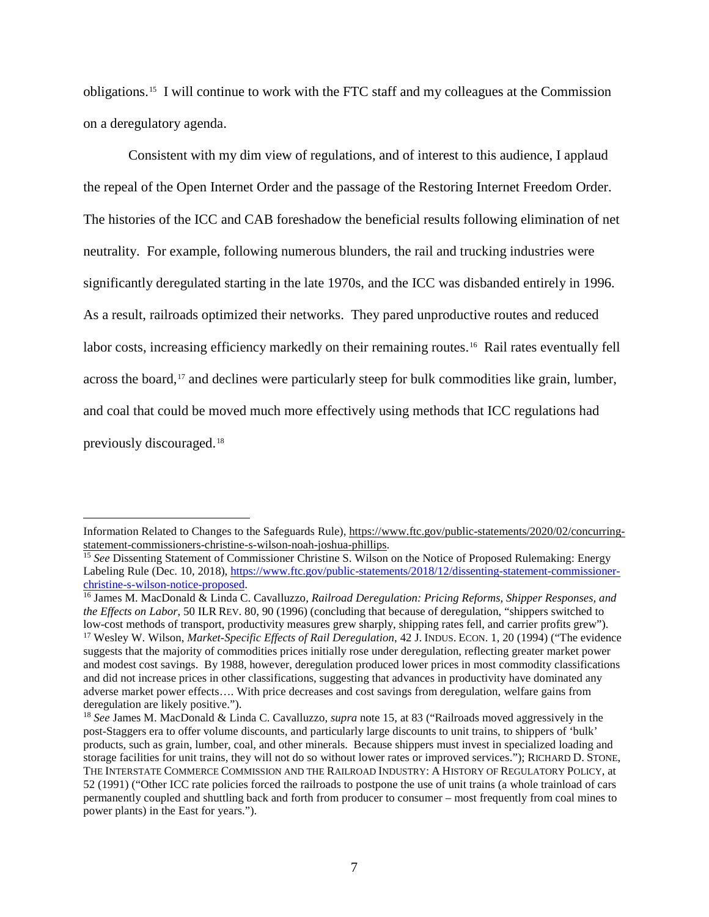obligations.[15] I will continue to work with the FTC staff and my colleagues at the Commission on a deregulatory agenda.

Consistent with my dim view of regulations, and of interest to this audience, I applaud the repeal of the Open Internet Order and the passage of the Restoring Internet Freedom Order. The histories of the ICC and CAB foreshadow the beneficial results following elimination of net neutrality. For example, following numerous blunders, the rail and trucking industries were significantly deregulated starting in the late 1970s, and the ICC was disbanded entirely in 1996. As a result, railroads optimized their networks. They pared unproductive routes and reduced labor costs, increasing efficiency markedly on their remaining routes.[16] Rail rates eventually fell across the board,[17] and declines were particularly steep for bulk commodities like grain, lumber, and coal that could be moved much more effectively using methods that ICC regulations had previously discouraged.[18]

---

Information Related to Changes to the Safeguards Rule), https://www.ftc.gov/public-statements/2020/02/concurring-statement-commissioners-christine-s-wilson-noah-joshua-phillips.

[15] *See* Dissenting Statement of Commissioner Christine S. Wilson on the Notice of Proposed Rulemaking: Energy Labeling Rule (Dec. 10, 2018), https://www.ftc.gov/public-statements/2018/12/dissenting-statement-commissioner-christine-s-wilson-notice-proposed.

[16] James M. MacDonald & Linda C. Cavalluzzo, *Railroad Deregulation: Pricing Reforms, Shipper Responses, and the Effects on Labor*, 50 ILR REV. 80, 90 (1996) (concluding that because of deregulation, "shippers switched to low-cost methods of transport, productivity measures grew sharply, shipping rates fell, and carrier profits grew").

[17] Wesley W. Wilson, *Market-Specific Effects of Rail Deregulation*, 42 J. INDUS. ECON. 1, 20 (1994) ("The evidence suggests that the majority of commodities prices initially rose under deregulation, reflecting greater market power and modest cost savings. By 1988, however, deregulation produced lower prices in most commodity classifications and did not increase prices in other classifications, suggesting that advances in productivity have dominated any adverse market power effects…. With price decreases and cost savings from deregulation, welfare gains from deregulation are likely positive.").

[18] *See* James M. MacDonald & Linda C. Cavalluzzo, *supra* note 15, at 83 ("Railroads moved aggressively in the post-Staggers era to offer volume discounts, and particularly large discounts to unit trains, to shippers of 'bulk' products, such as grain, lumber, coal, and other minerals. Because shippers must invest in specialized loading and storage facilities for unit trains, they will not do so without lower rates or improved services."); RICHARD D. STONE, THE INTERSTATE COMMERCE COMMISSION AND THE RAILROAD INDUSTRY: A HISTORY OF REGULATORY POLICY, at 52 (1991) ("Other ICC rate policies forced the railroads to postpone the use of unit trains (a whole trainload of cars permanently coupled and shuttling back and forth from producer to consumer – most frequently from coal mines to power plants) in the East for years.").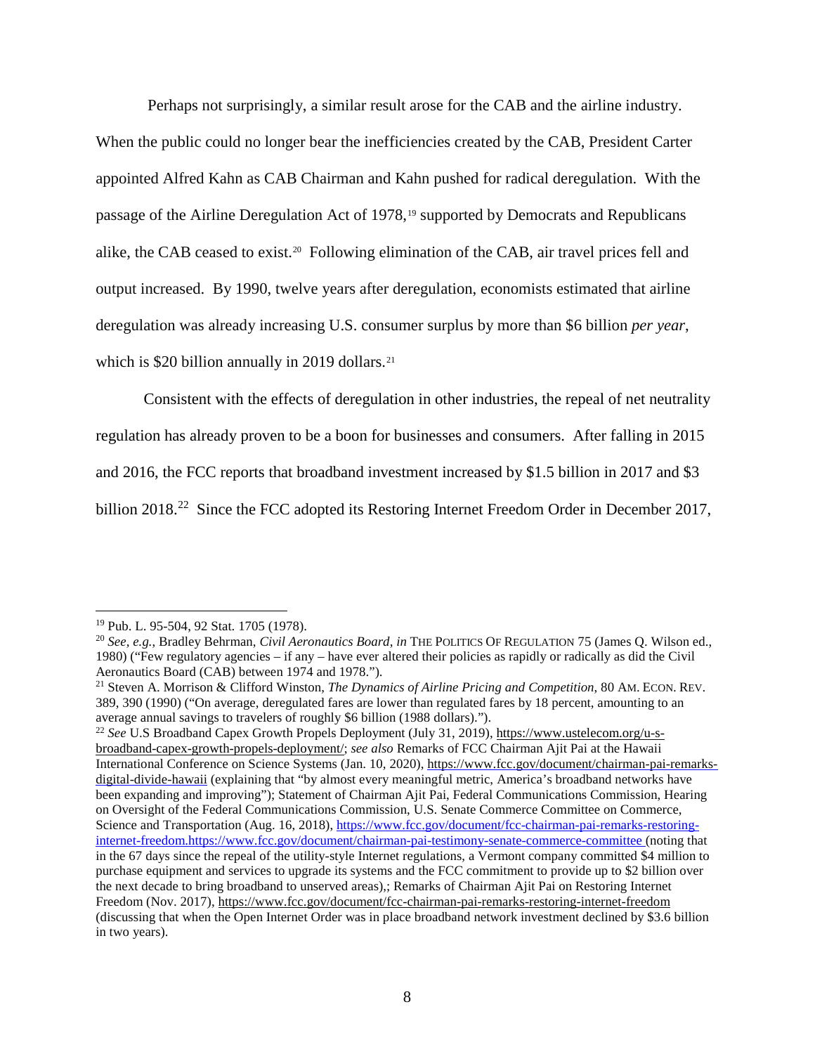Perhaps not surprisingly, a similar result arose for the CAB and the airline industry. When the public could no longer bear the inefficiencies created by the CAB, President Carter appointed Alfred Kahn as CAB Chairman and Kahn pushed for radical deregulation. With the passage of the Airline Deregulation Act of 1978,[19] supported by Democrats and Republicans alike, the CAB ceased to exist.[20] Following elimination of the CAB, air travel prices fell and output increased. By 1990, twelve years after deregulation, economists estimated that airline deregulation was already increasing U.S. consumer surplus by more than $6 billion *per year*, which is $20 billion annually in 2019 dollars.[21]

Consistent with the effects of deregulation in other industries, the repeal of net neutrality regulation has already proven to be a boon for businesses and consumers. After falling in 2015 and 2016, the FCC reports that broadband investment increased by $1.5 billion in 2017 and $3 billion 2018.[22] Since the FCC adopted its Restoring Internet Freedom Order in December 2017,

---

[19] Pub. L. 95-504, 92 Stat. 1705 (1978).

[20] *See, e.g.*, Bradley Behrman, *Civil Aeronautics Board*, *in* THE POLITICS OF REGULATION 75 (James Q. Wilson ed., 1980) ("Few regulatory agencies – if any – have ever altered their policies as rapidly or radically as did the Civil Aeronautics Board (CAB) between 1974 and 1978.").

[21] Steven A. Morrison & Clifford Winston, *The Dynamics of Airline Pricing and Competition*, 80 AM. ECON. REV. 389, 390 (1990) ("On average, deregulated fares are lower than regulated fares by 18 percent, amounting to an average annual savings to travelers of roughly $6 billion (1988 dollars).").

[22] *See* U.S Broadband Capex Growth Propels Deployment (July 31, 2019), https://www.ustelecom.org/u-s-broadband-capex-growth-propels-deployment/; *see also* Remarks of FCC Chairman Ajit Pai at the Hawaii International Conference on Science Systems (Jan. 10, 2020), https://www.fcc.gov/document/chairman-pai-remarks-digital-divide-hawaii (explaining that "by almost every meaningful metric, America's broadband networks have been expanding and improving"); Statement of Chairman Ajit Pai, Federal Communications Commission, Hearing on Oversight of the Federal Communications Commission, U.S. Senate Commerce Committee on Commerce, Science and Transportation (Aug. 16, 2018), https://www.fcc.gov/document/fcc-chairman-pai-remarks-restoring-internet-freedom.https://www.fcc.gov/document/chairman-pai-testimony-senate-commerce-committee (noting that in the 67 days since the repeal of the utility-style Internet regulations, a Vermont company committed $4 million to purchase equipment and services to upgrade its systems and the FCC commitment to provide up to $2 billion over the next decade to bring broadband to unserved areas),; Remarks of Chairman Ajit Pai on Restoring Internet Freedom (Nov. 2017), https://www.fcc.gov/document/fcc-chairman-pai-remarks-restoring-internet-freedom (discussing that when the Open Internet Order was in place broadband network investment declined by $3.6 billion in two years).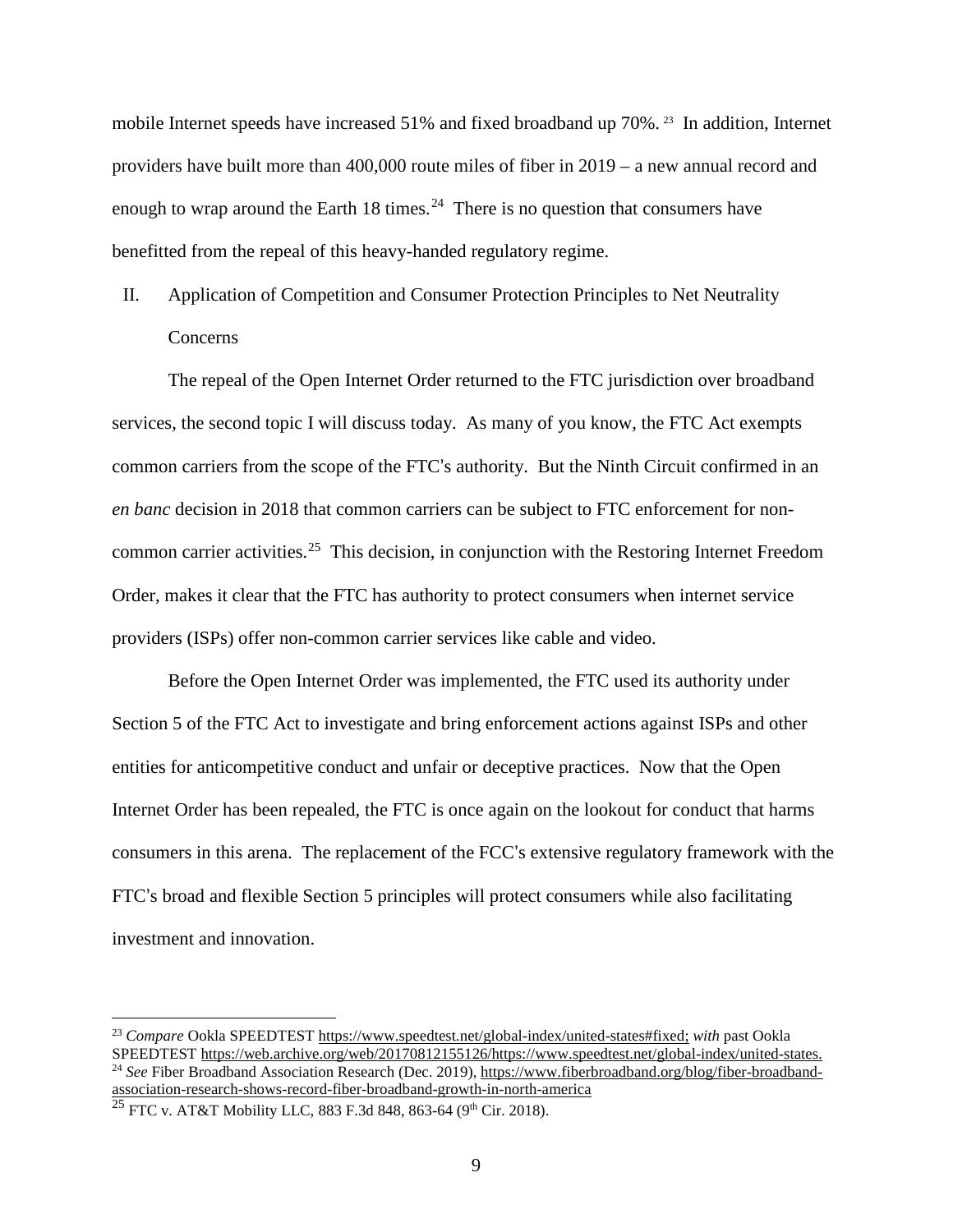mobile Internet speeds have increased 51% and fixed broadband up 70%.[23] In addition, Internet providers have built more than 400,000 route miles of fiber in 2019 – a new annual record and enough to wrap around the Earth 18 times.[24] There is no question that consumers have benefitted from the repeal of this heavy-handed regulatory regime.

## II. Application of Competition and Consumer Protection Principles to Net Neutrality Concerns

The repeal of the Open Internet Order returned to the FTC jurisdiction over broadband services, the second topic I will discuss today. As many of you know, the FTC Act exempts common carriers from the scope of the FTC's authority. But the Ninth Circuit confirmed in an *en banc* decision in 2018 that common carriers can be subject to FTC enforcement for non-common carrier activities.[25] This decision, in conjunction with the Restoring Internet Freedom Order, makes it clear that the FTC has authority to protect consumers when internet service providers (ISPs) offer non-common carrier services like cable and video.

Before the Open Internet Order was implemented, the FTC used its authority under Section 5 of the FTC Act to investigate and bring enforcement actions against ISPs and other entities for anticompetitive conduct and unfair or deceptive practices. Now that the Open Internet Order has been repealed, the FTC is once again on the lookout for conduct that harms consumers in this arena. The replacement of the FCC's extensive regulatory framework with the FTC's broad and flexible Section 5 principles will protect consumers while also facilitating investment and innovation.

---

[23] *Compare* Ookla SPEEDTEST https://www.speedtest.net/global-index/united-states#fixed; *with* past Ookla SPEEDTEST https://web.archive.org/web/20170812155126/https://www.speedtest.net/global-index/united-states.

[24] *See* Fiber Broadband Association Research (Dec. 2019), https://www.fiberbroadband.org/blog/fiber-broadband-association-research-shows-record-fiber-broadband-growth-in-north-america

[25] FTC v. AT&T Mobility LLC, 883 F.3d 848, 863-64 (9th Cir. 2018).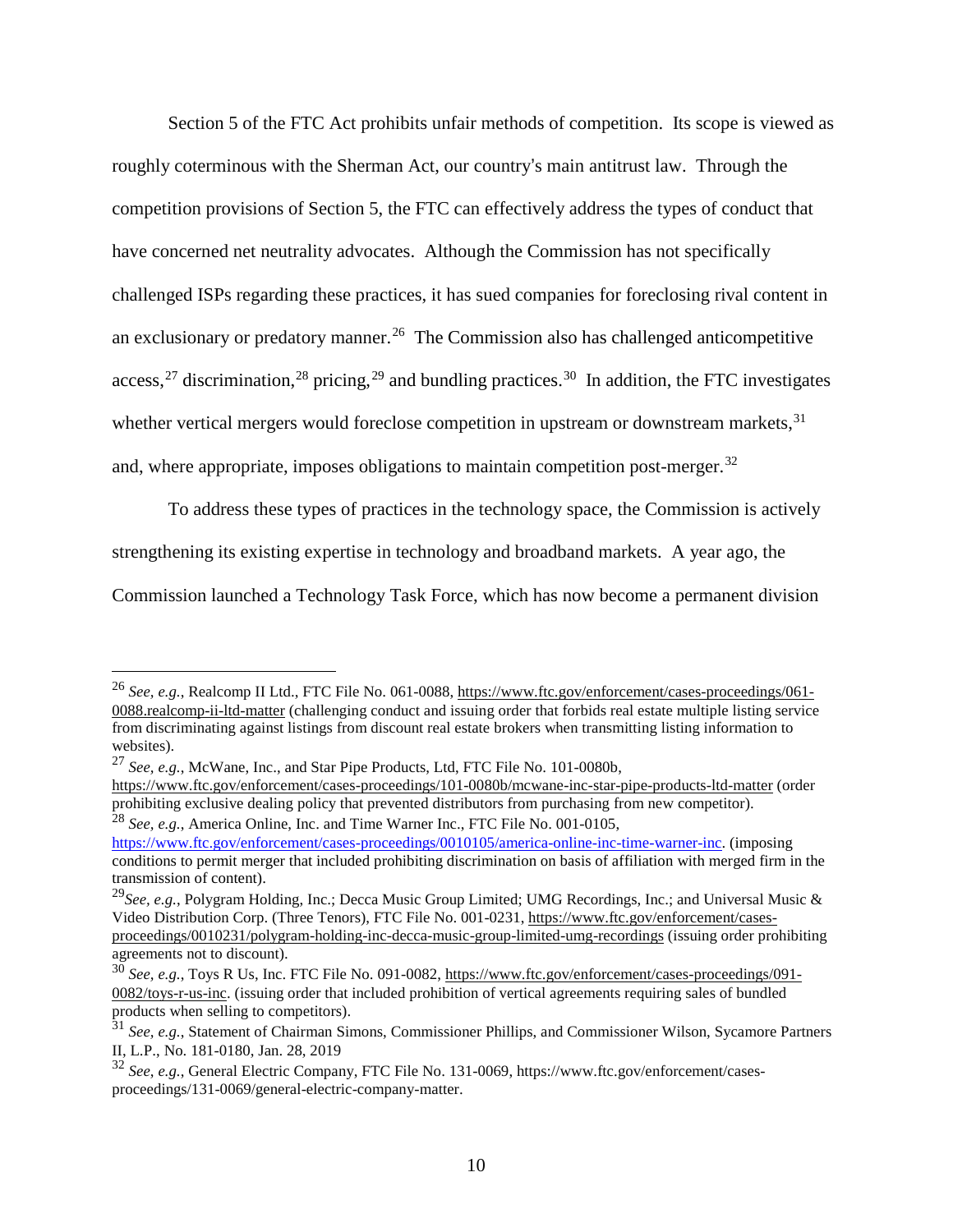Section 5 of the FTC Act prohibits unfair methods of competition. Its scope is viewed as roughly coterminous with the Sherman Act, our country's main antitrust law. Through the competition provisions of Section 5, the FTC can effectively address the types of conduct that have concerned net neutrality advocates. Although the Commission has not specifically challenged ISPs regarding these practices, it has sued companies for foreclosing rival content in an exclusionary or predatory manner.[26] The Commission also has challenged anticompetitive access,[27] discrimination,[28] pricing,[29] and bundling practices.[30] In addition, the FTC investigates whether vertical mergers would foreclose competition in upstream or downstream markets,[31] and, where appropriate, imposes obligations to maintain competition post-merger.[32]

To address these types of practices in the technology space, the Commission is actively strengthening its existing expertise in technology and broadband markets. A year ago, the Commission launched a Technology Task Force, which has now become a permanent division

---

[26] *See, e.g.*, Realcomp II Ltd., FTC File No. 061-0088, https://www.ftc.gov/enforcement/cases-proceedings/061-0088.realcomp-ii-ltd-matter (challenging conduct and issuing order that forbids real estate multiple listing service from discriminating against listings from discount real estate brokers when transmitting listing information to websites).

[27] *See, e.g.*, McWane, Inc., and Star Pipe Products, Ltd, FTC File No. 101-0080b, https://www.ftc.gov/enforcement/cases-proceedings/101-0080b/mcwane-inc-star-pipe-products-ltd-matter (order prohibiting exclusive dealing policy that prevented distributors from purchasing from new competitor).

[28] *See, e.g.*, America Online, Inc. and Time Warner Inc., FTC File No. 001-0105, https://www.ftc.gov/enforcement/cases-proceedings/0010105/america-online-inc-time-warner-inc. (imposing conditions to permit merger that included prohibiting discrimination on basis of affiliation with merged firm in the transmission of content).

[29] *See, e.g.*, Polygram Holding, Inc.; Decca Music Group Limited; UMG Recordings, Inc.; and Universal Music & Video Distribution Corp. (Three Tenors), FTC File No. 001-0231, https://www.ftc.gov/enforcement/cases-proceedings/0010231/polygram-holding-inc-decca-music-group-limited-umg-recordings (issuing order prohibiting agreements not to discount).

[30] *See, e.g.*, Toys R Us, Inc. FTC File No. 091-0082, https://www.ftc.gov/enforcement/cases-proceedings/091-0082/toys-r-us-inc. (issuing order that included prohibition of vertical agreements requiring sales of bundled products when selling to competitors).

[31] *See, e.g.*, Statement of Chairman Simons, Commissioner Phillips, and Commissioner Wilson, Sycamore Partners II, L.P., No. 181-0180, Jan. 28, 2019

[32] *See, e.g.*, General Electric Company, FTC File No. 131-0069, https://www.ftc.gov/enforcement/cases-proceedings/131-0069/general-electric-company-matter.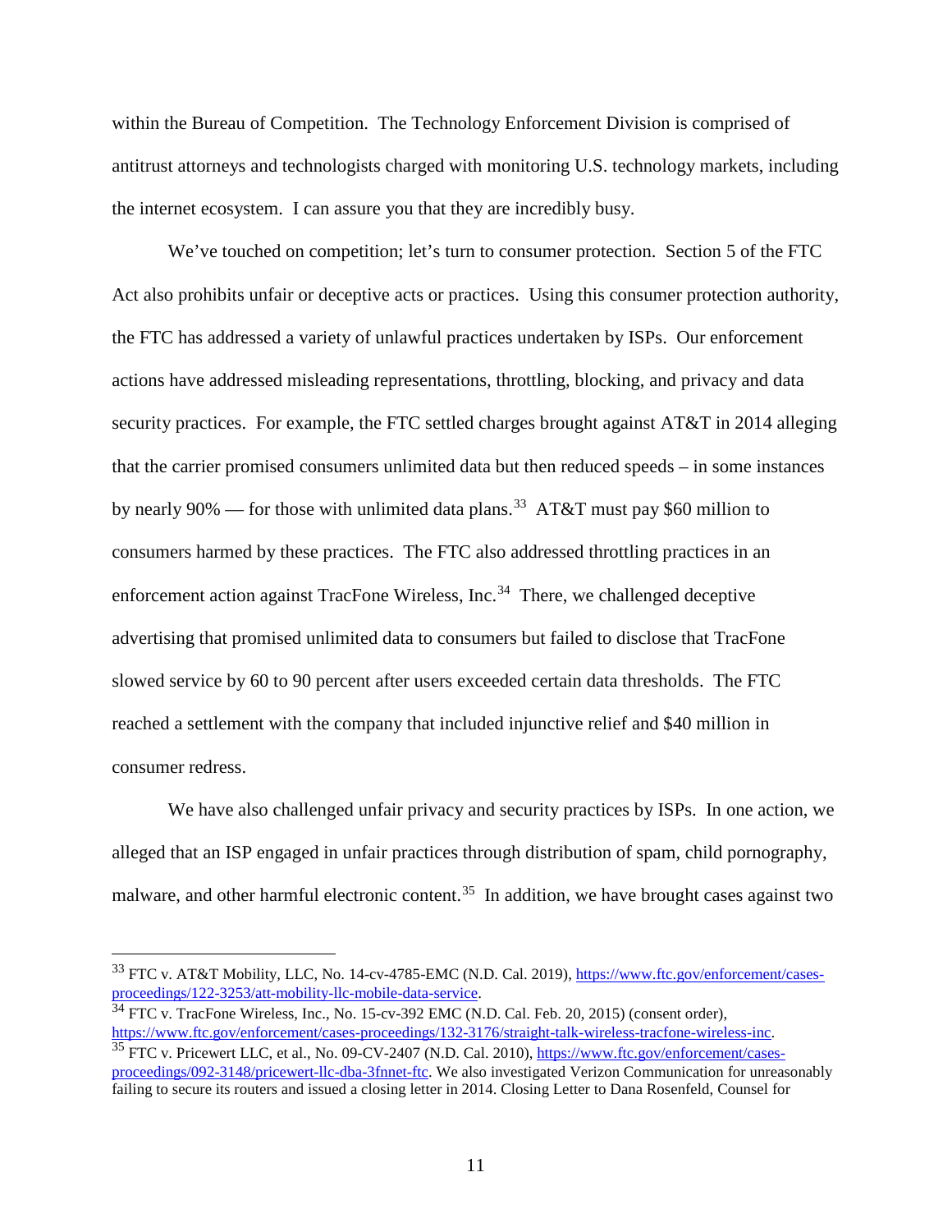within the Bureau of Competition. The Technology Enforcement Division is comprised of antitrust attorneys and technologists charged with monitoring U.S. technology markets, including the internet ecosystem. I can assure you that they are incredibly busy.

We've touched on competition; let's turn to consumer protection. Section 5 of the FTC Act also prohibits unfair or deceptive acts or practices. Using this consumer protection authority, the FTC has addressed a variety of unlawful practices undertaken by ISPs. Our enforcement actions have addressed misleading representations, throttling, blocking, and privacy and data security practices. For example, the FTC settled charges brought against AT&T in 2014 alleging that the carrier promised consumers unlimited data but then reduced speeds – in some instances by nearly 90% — for those with unlimited data plans.[33] AT&T must pay $60 million to consumers harmed by these practices. The FTC also addressed throttling practices in an enforcement action against TracFone Wireless, Inc.[34] There, we challenged deceptive advertising that promised unlimited data to consumers but failed to disclose that TracFone slowed service by 60 to 90 percent after users exceeded certain data thresholds. The FTC reached a settlement with the company that included injunctive relief and $40 million in consumer redress.

We have also challenged unfair privacy and security practices by ISPs. In one action, we alleged that an ISP engaged in unfair practices through distribution of spam, child pornography, malware, and other harmful electronic content.[35] In addition, we have brought cases against two

---

[33] FTC v. AT&T Mobility, LLC, No. 14-cv-4785-EMC (N.D. Cal. 2019), https://www.ftc.gov/enforcement/cases-proceedings/122-3253/att-mobility-llc-mobile-data-service.

[34] FTC v. TracFone Wireless, Inc., No. 15-cv-392 EMC (N.D. Cal. Feb. 20, 2015) (consent order), https://www.ftc.gov/enforcement/cases-proceedings/132-3176/straight-talk-wireless-tracfone-wireless-inc.

[35] FTC v. Pricewert LLC, et al., No. 09-CV-2407 (N.D. Cal. 2010), https://www.ftc.gov/enforcement/cases-proceedings/092-3148/pricewert-llc-dba-3fnnet-ftc. We also investigated Verizon Communication for unreasonably failing to secure its routers and issued a closing letter in 2014. Closing Letter to Dana Rosenfeld, Counsel for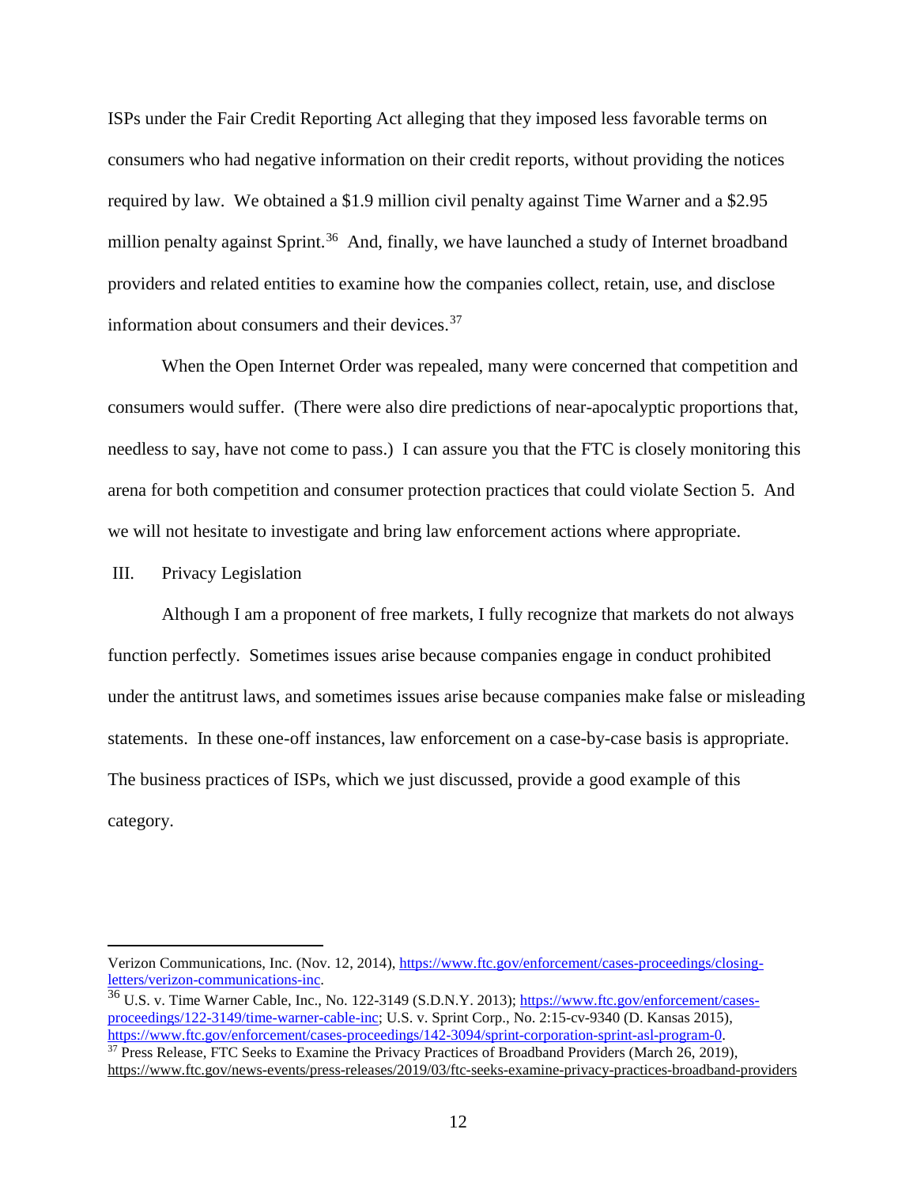ISPs under the Fair Credit Reporting Act alleging that they imposed less favorable terms on consumers who had negative information on their credit reports, without providing the notices required by law. We obtained a $1.9 million civil penalty against Time Warner and a $2.95 million penalty against Sprint.[36] And, finally, we have launched a study of Internet broadband providers and related entities to examine how the companies collect, retain, use, and disclose information about consumers and their devices.[37]

When the Open Internet Order was repealed, many were concerned that competition and consumers would suffer. (There were also dire predictions of near-apocalyptic proportions that, needless to say, have not come to pass.) I can assure you that the FTC is closely monitoring this arena for both competition and consumer protection practices that could violate Section 5. And we will not hesitate to investigate and bring law enforcement actions where appropriate.

## III. Privacy Legislation

Although I am a proponent of free markets, I fully recognize that markets do not always function perfectly. Sometimes issues arise because companies engage in conduct prohibited under the antitrust laws, and sometimes issues arise because companies make false or misleading statements. In these one-off instances, law enforcement on a case-by-case basis is appropriate. The business practices of ISPs, which we just discussed, provide a good example of this category.

---

Verizon Communications, Inc. (Nov. 12, 2014), https://www.ftc.gov/enforcement/cases-proceedings/closing-letters/verizon-communications-inc.

[36] U.S. v. Time Warner Cable, Inc., No. 122-3149 (S.D.N.Y. 2013); https://www.ftc.gov/enforcement/cases-proceedings/122-3149/time-warner-cable-inc; U.S. v. Sprint Corp., No. 2:15-cv-9340 (D. Kansas 2015), https://www.ftc.gov/enforcement/cases-proceedings/142-3094/sprint-corporation-sprint-asl-program-0.

[37] Press Release, FTC Seeks to Examine the Privacy Practices of Broadband Providers (March 26, 2019), https://www.ftc.gov/news-events/press-releases/2019/03/ftc-seeks-examine-privacy-practices-broadband-providers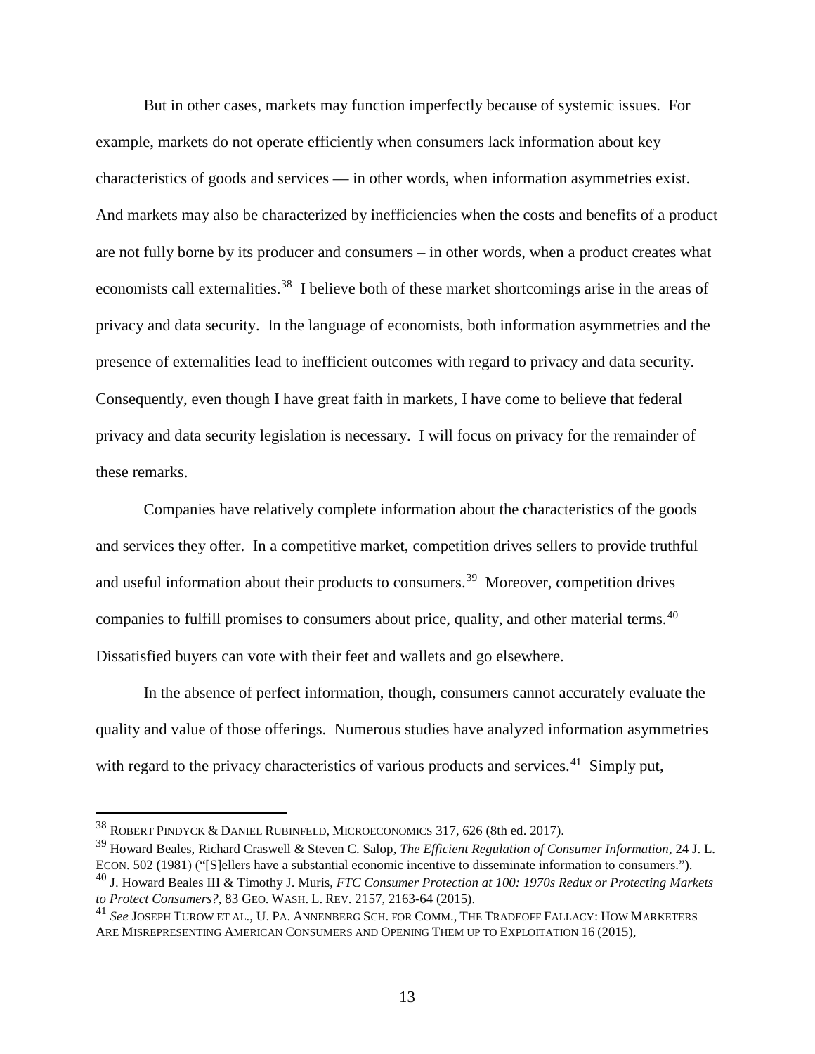But in other cases, markets may function imperfectly because of systemic issues. For example, markets do not operate efficiently when consumers lack information about key characteristics of goods and services — in other words, when information asymmetries exist. And markets may also be characterized by inefficiencies when the costs and benefits of a product are not fully borne by its producer and consumers – in other words, when a product creates what economists call externalities.[38] I believe both of these market shortcomings arise in the areas of privacy and data security. In the language of economists, both information asymmetries and the presence of externalities lead to inefficient outcomes with regard to privacy and data security. Consequently, even though I have great faith in markets, I have come to believe that federal privacy and data security legislation is necessary. I will focus on privacy for the remainder of these remarks.

Companies have relatively complete information about the characteristics of the goods and services they offer. In a competitive market, competition drives sellers to provide truthful and useful information about their products to consumers.[39] Moreover, competition drives companies to fulfill promises to consumers about price, quality, and other material terms.[40] Dissatisfied buyers can vote with their feet and wallets and go elsewhere.

In the absence of perfect information, though, consumers cannot accurately evaluate the quality and value of those offerings. Numerous studies have analyzed information asymmetries with regard to the privacy characteristics of various products and services.[41] Simply put,

---

[38] Robert Pindyck & Daniel Rubinfeld, Microeconomics 317, 626 (8th ed. 2017).

[39] Howard Beales, Richard Craswell & Steven C. Salop, *The Efficient Regulation of Consumer Information*, 24 J. L. Econ. 502 (1981) ("[S]ellers have a substantial economic incentive to disseminate information to consumers.").

[40] J. Howard Beales III & Timothy J. Muris, *FTC Consumer Protection at 100: 1970s Redux or Protecting Markets to Protect Consumers?*, 83 Geo. Wash. L. Rev. 2157, 2163-64 (2015).

[41] *See* Joseph Turow et al., U. Pa. Annenberg Sch. for Comm., The Tradeoff Fallacy: How Marketers Are Misrepresenting American Consumers and Opening Them up to Exploitation 16 (2015),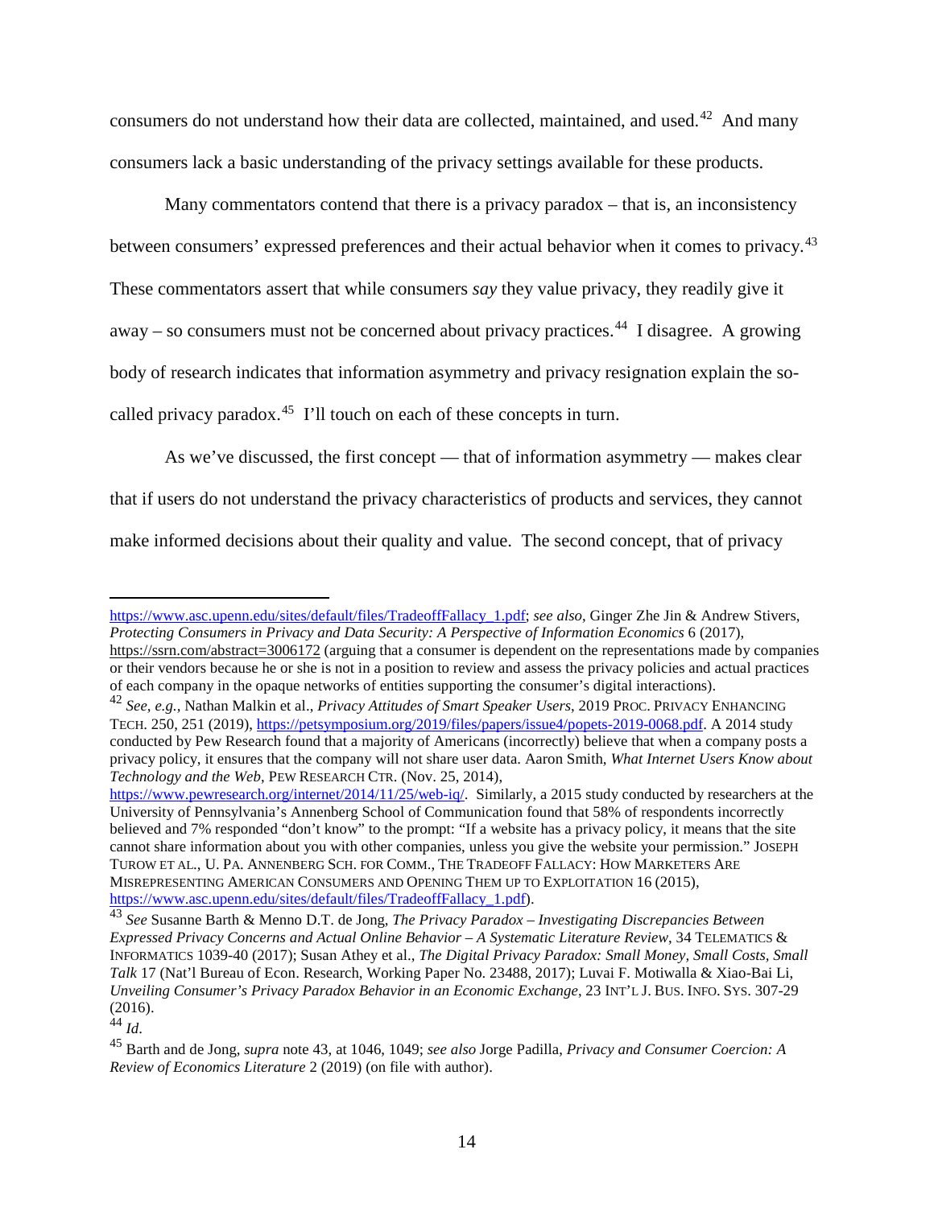consumers do not understand how their data are collected, maintained, and used.[42] And many consumers lack a basic understanding of the privacy settings available for these products.

Many commentators contend that there is a privacy paradox – that is, an inconsistency between consumers' expressed preferences and their actual behavior when it comes to privacy.[43] These commentators assert that while consumers *say* they value privacy, they readily give it away – so consumers must not be concerned about privacy practices.[44] I disagree. A growing body of research indicates that information asymmetry and privacy resignation explain the so-called privacy paradox.[45] I'll touch on each of these concepts in turn.

As we've discussed, the first concept — that of information asymmetry — makes clear that if users do not understand the privacy characteristics of products and services, they cannot make informed decisions about their quality and value. The second concept, that of privacy

---

https://www.asc.upenn.edu/sites/default/files/TradeoffFallacy_1.pdf; *see also*, Ginger Zhe Jin & Andrew Stivers, *Protecting Consumers in Privacy and Data Security: A Perspective of Information Economics* 6 (2017), https://ssrn.com/abstract=3006172 (arguing that a consumer is dependent on the representations made by companies or their vendors because he or she is not in a position to review and assess the privacy policies and actual practices of each company in the opaque networks of entities supporting the consumer's digital interactions).

[42] *See, e.g.*, Nathan Malkin et al., *Privacy Attitudes of Smart Speaker Users*, 2019 PROC. PRIVACY ENHANCING TECH. 250, 251 (2019), https://petsymposium.org/2019/files/papers/issue4/popets-2019-0068.pdf. A 2014 study conducted by Pew Research found that a majority of Americans (incorrectly) believe that when a company posts a privacy policy, it ensures that the company will not share user data. Aaron Smith, *What Internet Users Know about Technology and the Web*, PEW RESEARCH CTR. (Nov. 25, 2014), https://www.pewresearch.org/internet/2014/11/25/web-iq/. Similarly, a 2015 study conducted by researchers at the University of Pennsylvania's Annenberg School of Communication found that 58% of respondents incorrectly believed and 7% responded "don't know" to the prompt: "If a website has a privacy policy, it means that the site cannot share information about you with other companies, unless you give the website your permission." JOSEPH TUROW ET AL., U. PA. ANNENBERG SCH. FOR COMM., THE TRADEOFF FALLACY: HOW MARKETERS ARE MISREPRESENTING AMERICAN CONSUMERS AND OPENING THEM UP TO EXPLOITATION 16 (2015), https://www.asc.upenn.edu/sites/default/files/TradeoffFallacy_1.pdf).

[43] *See* Susanne Barth & Menno D.T. de Jong, *The Privacy Paradox – Investigating Discrepancies Between Expressed Privacy Concerns and Actual Online Behavior – A Systematic Literature Review*, 34 TELEMATICS & INFORMATICS 1039-40 (2017); Susan Athey et al., *The Digital Privacy Paradox: Small Money, Small Costs, Small Talk* 17 (Nat'l Bureau of Econ. Research, Working Paper No. 23488, 2017); Luvai F. Motiwalla & Xiao-Bai Li, *Unveiling Consumer's Privacy Paradox Behavior in an Economic Exchange*, 23 INT'L J. BUS. INFO. SYS. 307-29 (2016).

[44] *Id*.

[45] Barth and de Jong, *supra* note 43, at 1046, 1049; *see also* Jorge Padilla, *Privacy and Consumer Coercion: A Review of Economics Literature* 2 (2019) (on file with author).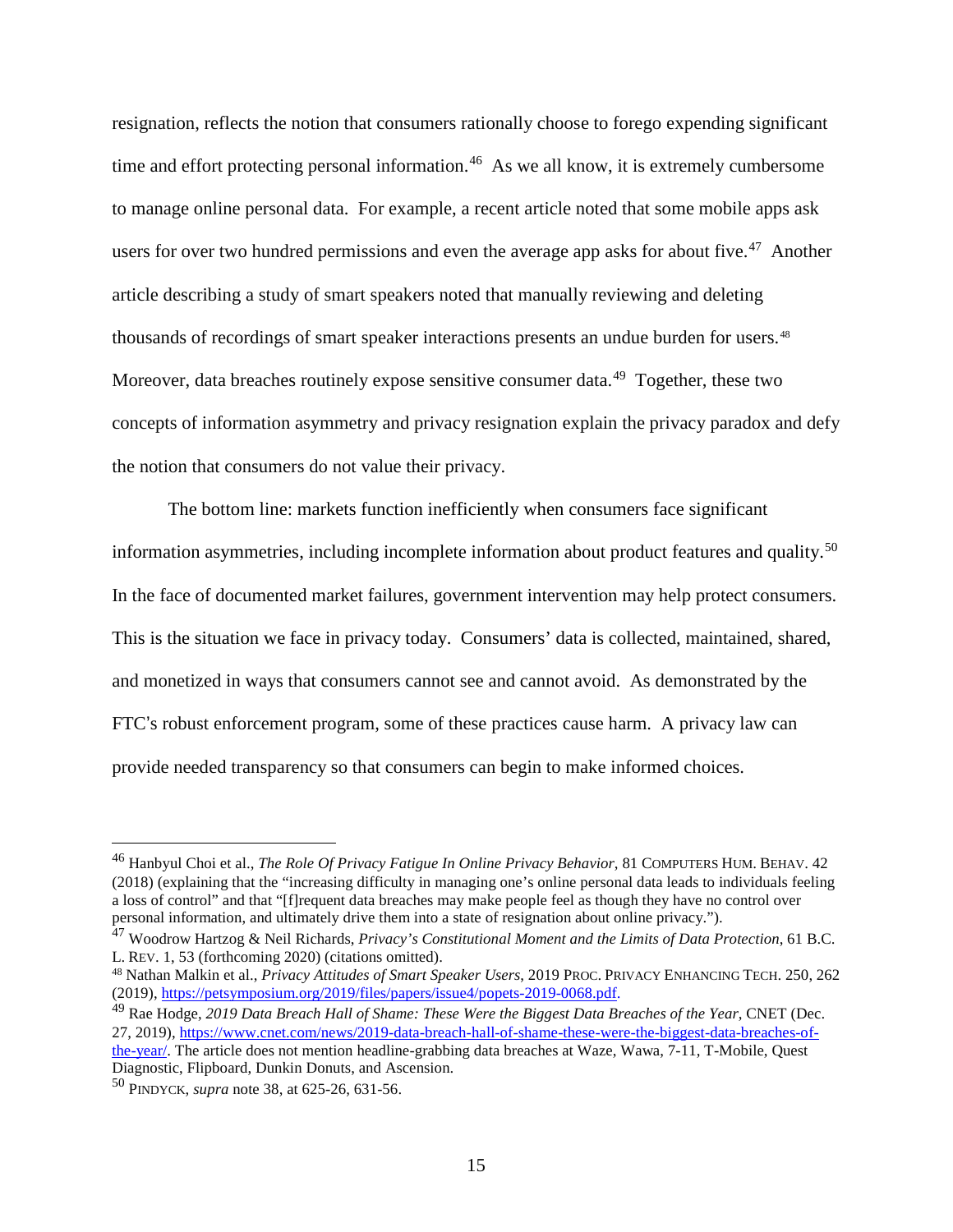resignation, reflects the notion that consumers rationally choose to forego expending significant time and effort protecting personal information.[46] As we all know, it is extremely cumbersome to manage online personal data. For example, a recent article noted that some mobile apps ask users for over two hundred permissions and even the average app asks for about five.[47] Another article describing a study of smart speakers noted that manually reviewing and deleting thousands of recordings of smart speaker interactions presents an undue burden for users.[48] Moreover, data breaches routinely expose sensitive consumer data.[49] Together, these two concepts of information asymmetry and privacy resignation explain the privacy paradox and defy the notion that consumers do not value their privacy.

The bottom line: markets function inefficiently when consumers face significant information asymmetries, including incomplete information about product features and quality.[50] In the face of documented market failures, government intervention may help protect consumers. This is the situation we face in privacy today. Consumers' data is collected, maintained, shared, and monetized in ways that consumers cannot see and cannot avoid. As demonstrated by the FTC's robust enforcement program, some of these practices cause harm. A privacy law can provide needed transparency so that consumers can begin to make informed choices.

---

[46] Hanbyul Choi et al., *The Role Of Privacy Fatigue In Online Privacy Behavior*, 81 COMPUTERS HUM. BEHAV. 42 (2018) (explaining that the "increasing difficulty in managing one's online personal data leads to individuals feeling a loss of control" and that "[f]requent data breaches may make people feel as though they have no control over personal information, and ultimately drive them into a state of resignation about online privacy.").

[47] Woodrow Hartzog & Neil Richards, *Privacy's Constitutional Moment and the Limits of Data Protection*, 61 B.C. L. REV. 1, 53 (forthcoming 2020) (citations omitted).

[48] Nathan Malkin et al., *Privacy Attitudes of Smart Speaker Users*, 2019 PROC. PRIVACY ENHANCING TECH. 250, 262 (2019), https://petsymposium.org/2019/files/papers/issue4/popets-2019-0068.pdf.

[49] Rae Hodge, *2019 Data Breach Hall of Shame: These Were the Biggest Data Breaches of the Year*, CNET (Dec. 27, 2019), https://www.cnet.com/news/2019-data-breach-hall-of-shame-these-were-the-biggest-data-breaches-of-the-year/. The article does not mention headline-grabbing data breaches at Waze, Wawa, 7-11, T-Mobile, Quest Diagnostic, Flipboard, Dunkin Donuts, and Ascension.

[50] PINDYCK, *supra* note 38, at 625-26, 631-56.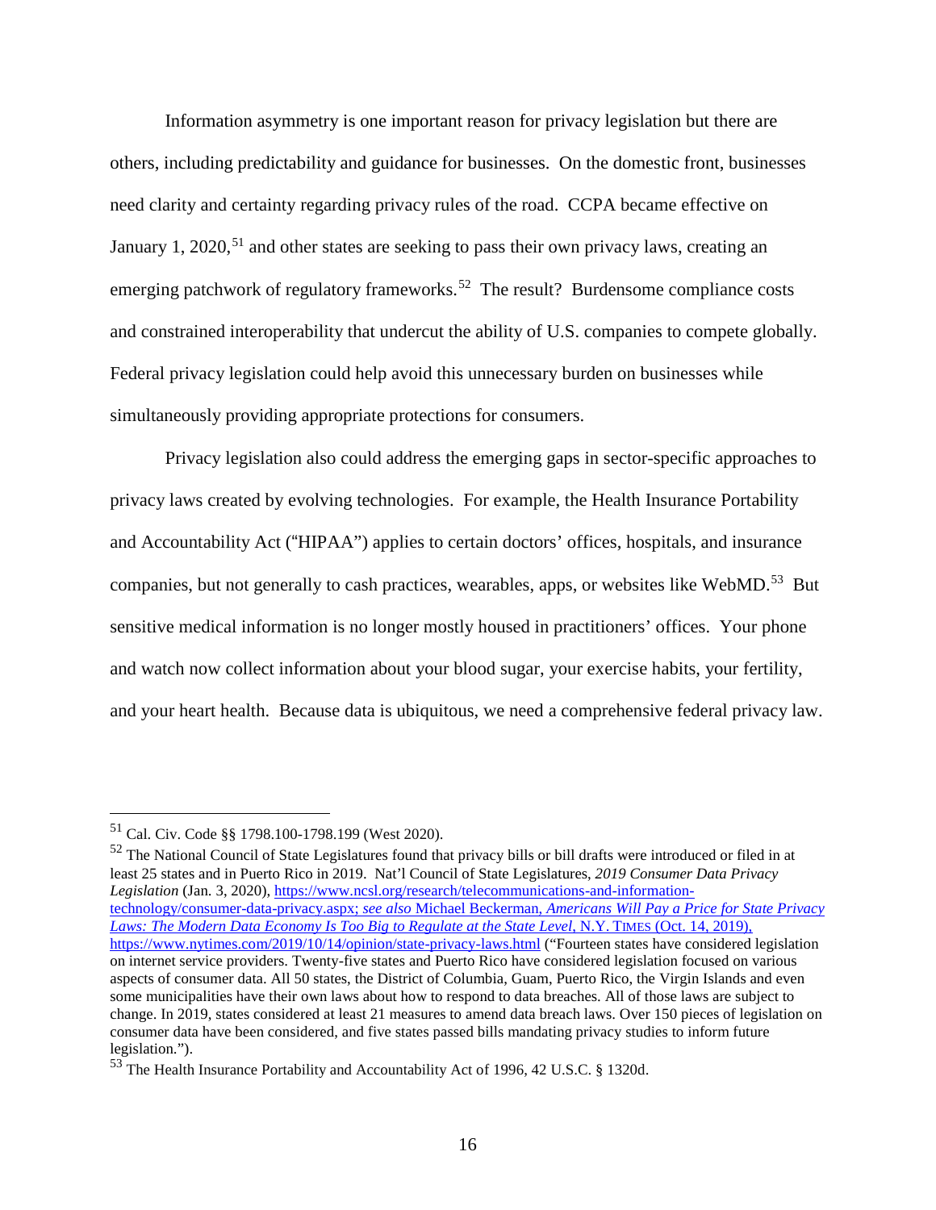Information asymmetry is one important reason for privacy legislation but there are others, including predictability and guidance for businesses. On the domestic front, businesses need clarity and certainty regarding privacy rules of the road. CCPA became effective on January 1, 2020,[51] and other states are seeking to pass their own privacy laws, creating an emerging patchwork of regulatory frameworks.[52] The result? Burdensome compliance costs and constrained interoperability that undercut the ability of U.S. companies to compete globally. Federal privacy legislation could help avoid this unnecessary burden on businesses while simultaneously providing appropriate protections for consumers.

Privacy legislation also could address the emerging gaps in sector-specific approaches to privacy laws created by evolving technologies. For example, the Health Insurance Portability and Accountability Act ("HIPAA") applies to certain doctors' offices, hospitals, and insurance companies, but not generally to cash practices, wearables, apps, or websites like WebMD.[53] But sensitive medical information is no longer mostly housed in practitioners' offices. Your phone and watch now collect information about your blood sugar, your exercise habits, your fertility, and your heart health. Because data is ubiquitous, we need a comprehensive federal privacy law.

---

[51] Cal. Civ. Code §§ 1798.100-1798.199 (West 2020).

[52] The National Council of State Legislatures found that privacy bills or bill drafts were introduced or filed in at least 25 states and in Puerto Rico in 2019. Nat'l Council of State Legislatures, *2019 Consumer Data Privacy Legislation* (Jan. 3, 2020), https://www.ncsl.org/research/telecommunications-and-information-technology/consumer-data-privacy.aspx; *see also* Michael Beckerman, *Americans Will Pay a Price for State Privacy Laws: The Modern Data Economy Is Too Big to Regulate at the State Level*, N.Y. TIMES (Oct. 14, 2019), https://www.nytimes.com/2019/10/14/opinion/state-privacy-laws.html ("Fourteen states have considered legislation on internet service providers. Twenty-five states and Puerto Rico have considered legislation focused on various aspects of consumer data. All 50 states, the District of Columbia, Guam, Puerto Rico, the Virgin Islands and even some municipalities have their own laws about how to respond to data breaches. All of those laws are subject to change. In 2019, states considered at least 21 measures to amend data breach laws. Over 150 pieces of legislation on consumer data have been considered, and five states passed bills mandating privacy studies to inform future legislation.").

[53] The Health Insurance Portability and Accountability Act of 1996, 42 U.S.C. § 1320d.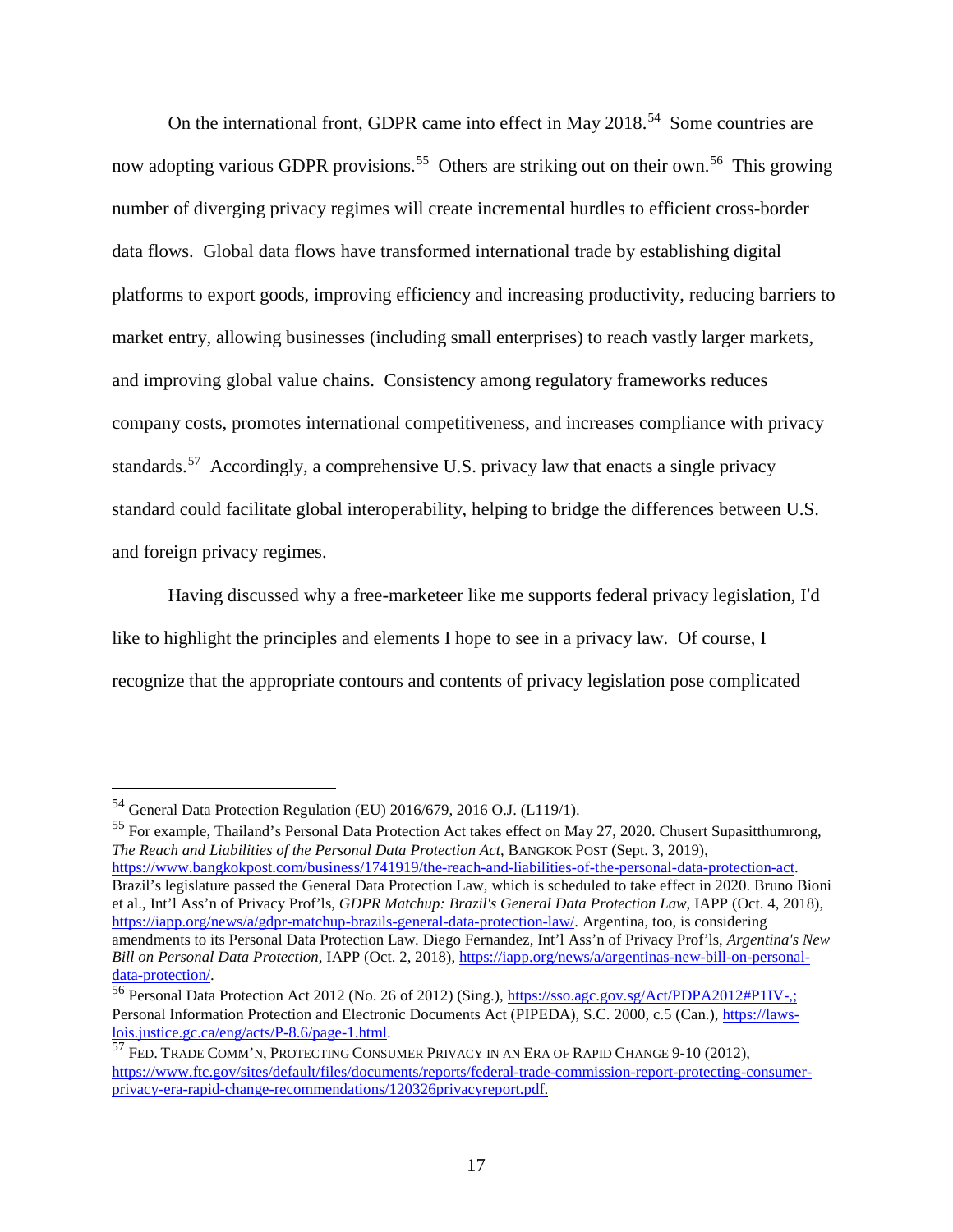On the international front, GDPR came into effect in May 2018.[54] Some countries are now adopting various GDPR provisions.[55] Others are striking out on their own.[56] This growing number of diverging privacy regimes will create incremental hurdles to efficient cross-border data flows. Global data flows have transformed international trade by establishing digital platforms to export goods, improving efficiency and increasing productivity, reducing barriers to market entry, allowing businesses (including small enterprises) to reach vastly larger markets, and improving global value chains. Consistency among regulatory frameworks reduces company costs, promotes international competitiveness, and increases compliance with privacy standards.[57] Accordingly, a comprehensive U.S. privacy law that enacts a single privacy standard could facilitate global interoperability, helping to bridge the differences between U.S. and foreign privacy regimes.

Having discussed why a free-marketeer like me supports federal privacy legislation, I'd like to highlight the principles and elements I hope to see in a privacy law. Of course, I recognize that the appropriate contours and contents of privacy legislation pose complicated

---

[54] General Data Protection Regulation (EU) 2016/679, 2016 O.J. (L119/1).

[55] For example, Thailand's Personal Data Protection Act takes effect on May 27, 2020. Chusert Supasitthumrong, *The Reach and Liabilities of the Personal Data Protection Act*, BANGKOK POST (Sept. 3, 2019), https://www.bangkokpost.com/business/1741919/the-reach-and-liabilities-of-the-personal-data-protection-act. Brazil's legislature passed the General Data Protection Law, which is scheduled to take effect in 2020. Bruno Bioni et al., Int'l Ass'n of Privacy Prof'ls, *GDPR Matchup: Brazil's General Data Protection Law*, IAPP (Oct. 4, 2018), https://iapp.org/news/a/gdpr-matchup-brazils-general-data-protection-law/. Argentina, too, is considering amendments to its Personal Data Protection Law. Diego Fernandez, Int'l Ass'n of Privacy Prof'ls, *Argentina's New Bill on Personal Data Protection*, IAPP (Oct. 2, 2018), https://iapp.org/news/a/argentinas-new-bill-on-personal-data-protection/.

[56] Personal Data Protection Act 2012 (No. 26 of 2012) (Sing.), https://sso.agc.gov.sg/Act/PDPA2012#P1IV-,; Personal Information Protection and Electronic Documents Act (PIPEDA), S.C. 2000, c.5 (Can.), https://laws-lois.justice.gc.ca/eng/acts/P-8.6/page-1.html.

[57] FED. TRADE COMM'N, PROTECTING CONSUMER PRIVACY IN AN ERA OF RAPID CHANGE 9-10 (2012), https://www.ftc.gov/sites/default/files/documents/reports/federal-trade-commission-report-protecting-consumer-privacy-era-rapid-change-recommendations/120326privacyreport.pdf.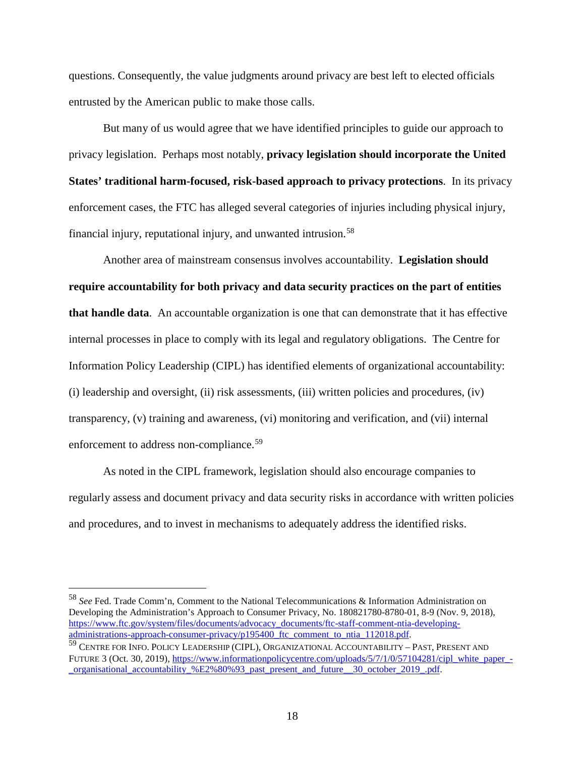questions. Consequently, the value judgments around privacy are best left to elected officials entrusted by the American public to make those calls.

But many of us would agree that we have identified principles to guide our approach to privacy legislation. Perhaps most notably, **privacy legislation should incorporate the United States' traditional harm-focused, risk-based approach to privacy protections**. In its privacy enforcement cases, the FTC has alleged several categories of injuries including physical injury, financial injury, reputational injury, and unwanted intrusion.[58]

Another area of mainstream consensus involves accountability. **Legislation should require accountability for both privacy and data security practices on the part of entities that handle data**. An accountable organization is one that can demonstrate that it has effective internal processes in place to comply with its legal and regulatory obligations. The Centre for Information Policy Leadership (CIPL) has identified elements of organizational accountability: (i) leadership and oversight, (ii) risk assessments, (iii) written policies and procedures, (iv) transparency, (v) training and awareness, (vi) monitoring and verification, and (vii) internal enforcement to address non-compliance.[59]

As noted in the CIPL framework, legislation should also encourage companies to regularly assess and document privacy and data security risks in accordance with written policies and procedures, and to invest in mechanisms to adequately address the identified risks.

---

[58] *See* Fed. Trade Comm'n, Comment to the National Telecommunications & Information Administration on Developing the Administration's Approach to Consumer Privacy, No. 180821780-8780-01, 8-9 (Nov. 9, 2018), https://www.ftc.gov/system/files/documents/advocacy_documents/ftc-staff-comment-ntia-developing-administrations-approach-consumer-privacy/p195400_ftc_comment_to_ntia_112018.pdf.

[59] Centre for Info. Policy Leadership (CIPL), Organizational Accountability – Past, Present and Future 3 (Oct. 30, 2019), https://www.informationpolicycentre.com/uploads/5/7/1/0/57104281/cipl_white_paper_-_organisational_accountability_%E2%80%93_past_present_and_future__30_october_2019_.pdf.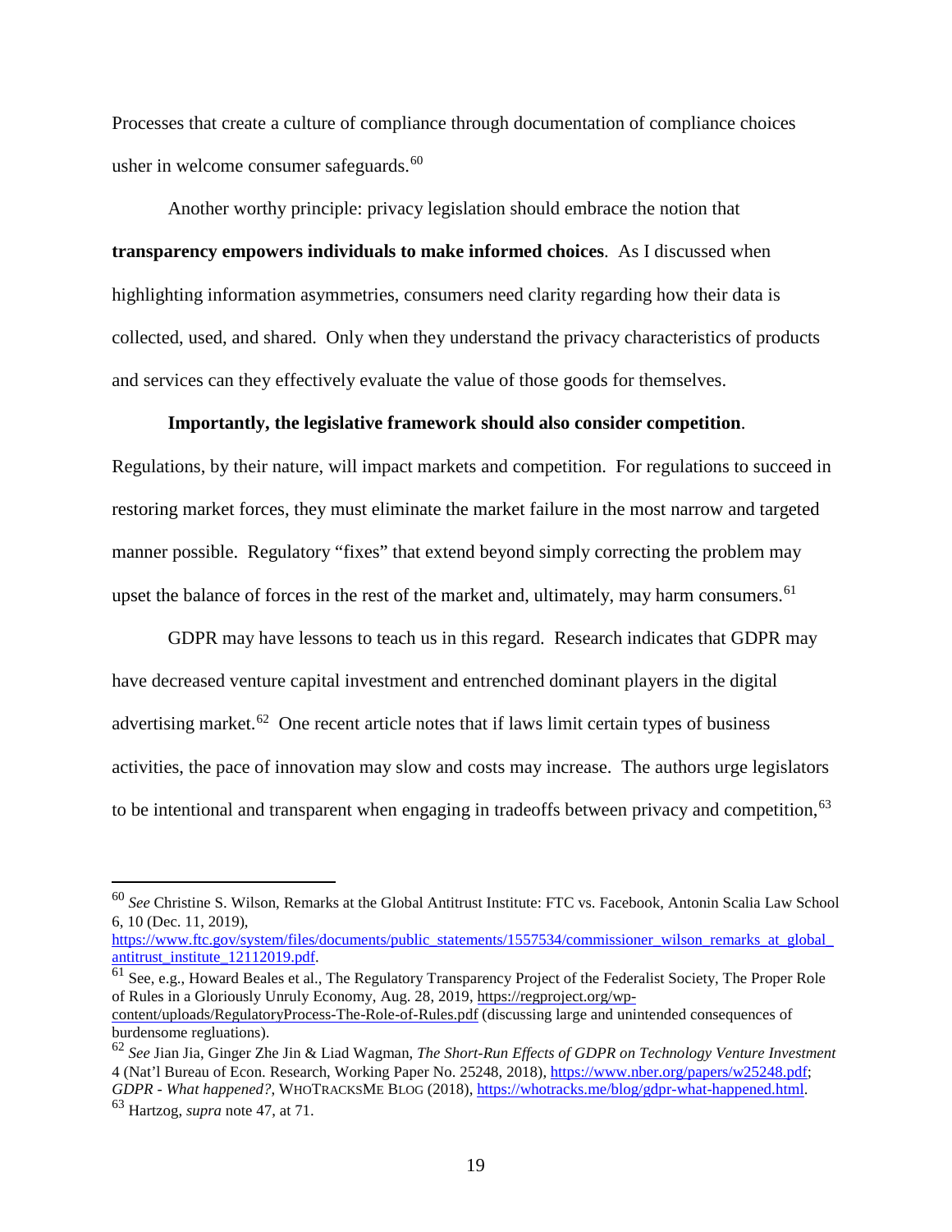Processes that create a culture of compliance through documentation of compliance choices usher in welcome consumer safeguards.[60]

Another worthy principle: privacy legislation should embrace the notion that **transparency empowers individuals to make informed choices**. As I discussed when highlighting information asymmetries, consumers need clarity regarding how their data is collected, used, and shared. Only when they understand the privacy characteristics of products and services can they effectively evaluate the value of those goods for themselves.

**Importantly, the legislative framework should also consider competition**. Regulations, by their nature, will impact markets and competition. For regulations to succeed in restoring market forces, they must eliminate the market failure in the most narrow and targeted manner possible. Regulatory "fixes" that extend beyond simply correcting the problem may upset the balance of forces in the rest of the market and, ultimately, may harm consumers.[61]

GDPR may have lessons to teach us in this regard. Research indicates that GDPR may have decreased venture capital investment and entrenched dominant players in the digital advertising market.[62] One recent article notes that if laws limit certain types of business activities, the pace of innovation may slow and costs may increase. The authors urge legislators to be intentional and transparent when engaging in tradeoffs between privacy and competition,[63]

---

[60] *See* Christine S. Wilson, Remarks at the Global Antitrust Institute: FTC vs. Facebook, Antonin Scalia Law School 6, 10 (Dec. 11, 2019), https://www.ftc.gov/system/files/documents/public_statements/1557534/commissioner_wilson_remarks_at_global_antitrust_institute_12112019.pdf.

[61] See, e.g., Howard Beales et al., The Regulatory Transparency Project of the Federalist Society, The Proper Role of Rules in a Gloriously Unruly Economy, Aug. 28, 2019, https://regproject.org/wp-content/uploads/RegulatoryProcess-The-Role-of-Rules.pdf (discussing large and unintended consequences of burdensome regluations).

[62] *See* Jian Jia, Ginger Zhe Jin & Liad Wagman, *The Short-Run Effects of GDPR on Technology Venture Investment* 4 (Nat'l Bureau of Econ. Research, Working Paper No. 25248, 2018), https://www.nber.org/papers/w25248.pdf; *GDPR - What happened?*, WHOTRACKSME BLOG (2018), https://whotracks.me/blog/gdpr-what-happened.html.

[63] Hartzog, *supra* note 47, at 71.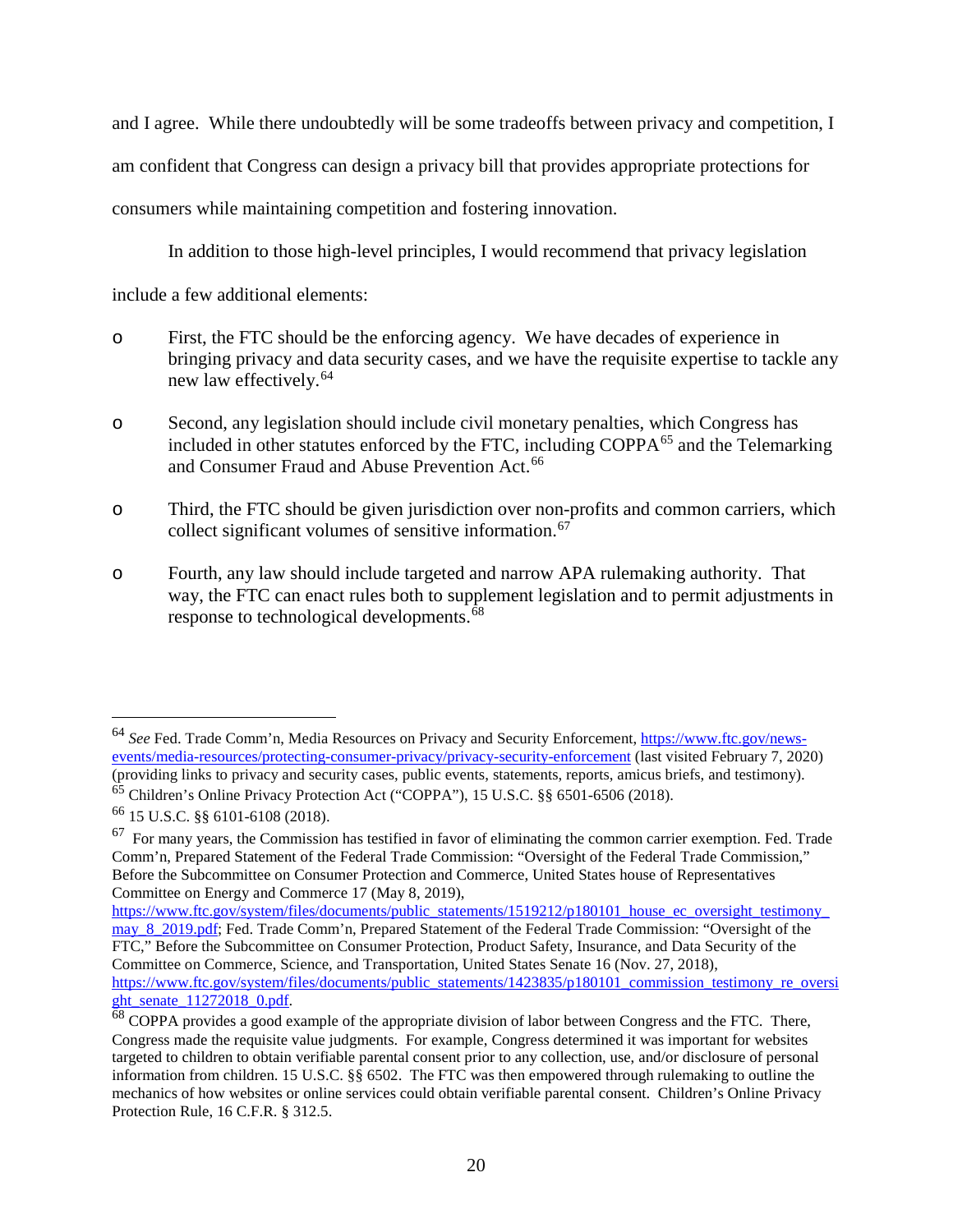and I agree. While there undoubtedly will be some tradeoffs between privacy and competition, I am confident that Congress can design a privacy bill that provides appropriate protections for consumers while maintaining competition and fostering innovation.

In addition to those high-level principles, I would recommend that privacy legislation include a few additional elements:

- First, the FTC should be the enforcing agency. We have decades of experience in bringing privacy and data security cases, and we have the requisite expertise to tackle any new law effectively.[64]

- Second, any legislation should include civil monetary penalties, which Congress has included in other statutes enforced by the FTC, including COPPA[65] and the Telemarking and Consumer Fraud and Abuse Prevention Act.[66]

- Third, the FTC should be given jurisdiction over non-profits and common carriers, which collect significant volumes of sensitive information.[67]

- Fourth, any law should include targeted and narrow APA rulemaking authority. That way, the FTC can enact rules both to supplement legislation and to permit adjustments in response to technological developments.[68]

---

[64] *See* Fed. Trade Comm'n, Media Resources on Privacy and Security Enforcement, https://www.ftc.gov/news-events/media-resources/protecting-consumer-privacy/privacy-security-enforcement (last visited February 7, 2020) (providing links to privacy and security cases, public events, statements, reports, amicus briefs, and testimony).

[65] Children's Online Privacy Protection Act ("COPPA"), 15 U.S.C. §§ 6501-6506 (2018).

[66] 15 U.S.C. §§ 6101-6108 (2018).

[67] For many years, the Commission has testified in favor of eliminating the common carrier exemption. Fed. Trade Comm'n, Prepared Statement of the Federal Trade Commission: "Oversight of the Federal Trade Commission," Before the Subcommittee on Consumer Protection and Commerce, United States house of Representatives Committee on Energy and Commerce 17 (May 8, 2019), https://www.ftc.gov/system/files/documents/public_statements/1519212/p180101_house_ec_oversight_testimony_may_8_2019.pdf; Fed. Trade Comm'n, Prepared Statement of the Federal Trade Commission: "Oversight of the FTC," Before the Subcommittee on Consumer Protection, Product Safety, Insurance, and Data Security of the Committee on Commerce, Science, and Transportation, United States Senate 16 (Nov. 27, 2018), https://www.ftc.gov/system/files/documents/public_statements/1423835/p180101_commission_testimony_re_oversight_senate_11272018_0.pdf.

[68] COPPA provides a good example of the appropriate division of labor between Congress and the FTC. There, Congress made the requisite value judgments. For example, Congress determined it was important for websites targeted to children to obtain verifiable parental consent prior to any collection, use, and/or disclosure of personal information from children. 15 U.S.C. §§ 6502. The FTC was then empowered through rulemaking to outline the mechanics of how websites or online services could obtain verifiable parental consent. Children's Online Privacy Protection Rule, 16 C.F.R. § 312.5.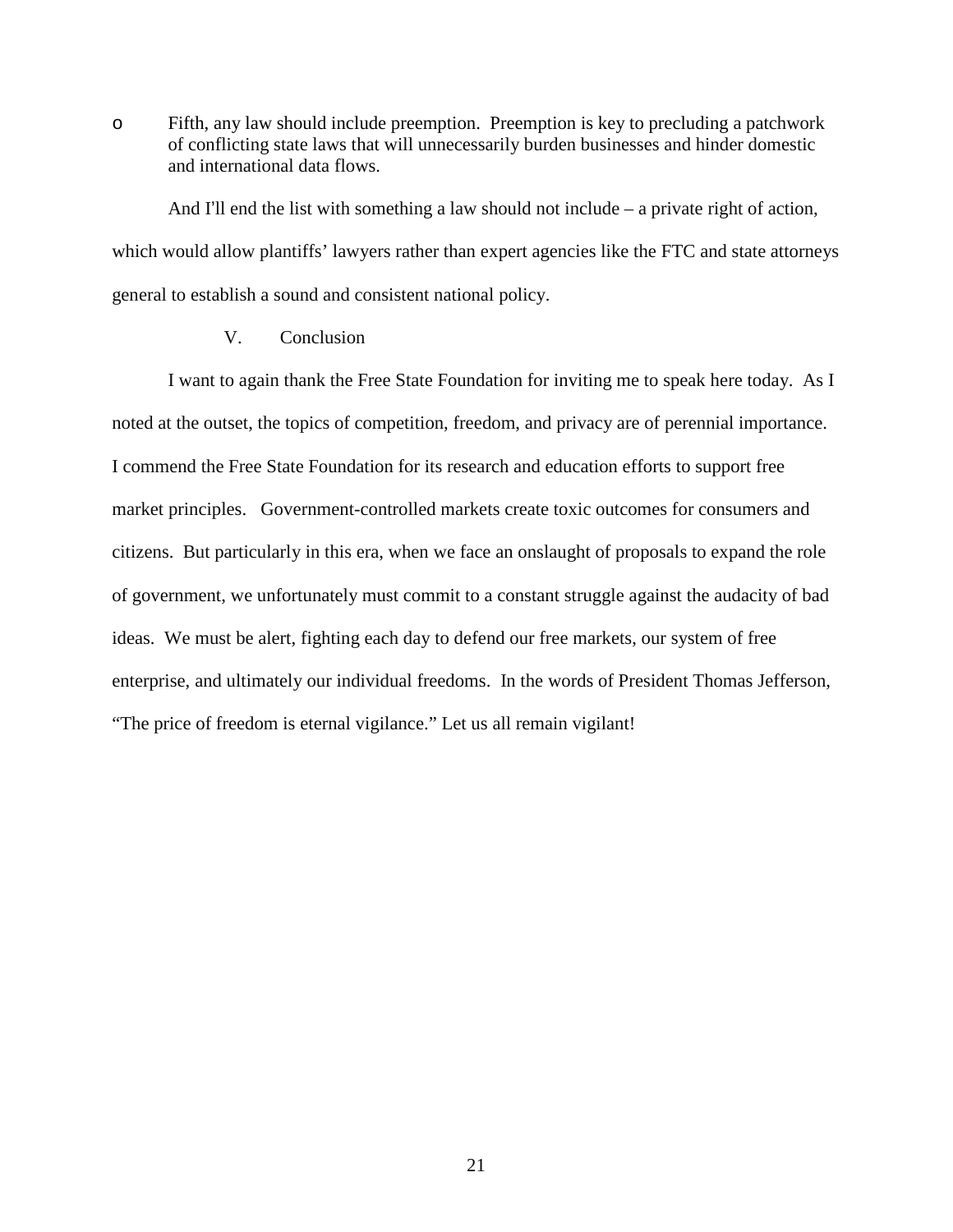- Fifth, any law should include preemption. Preemption is key to precluding a patchwork of conflicting state laws that will unnecessarily burden businesses and hinder domestic and international data flows.

And I'll end the list with something a law should not include – a private right of action, which would allow plantiffs' lawyers rather than expert agencies like the FTC and state attorneys general to establish a sound and consistent national policy.

## V. Conclusion

I want to again thank the Free State Foundation for inviting me to speak here today. As I noted at the outset, the topics of competition, freedom, and privacy are of perennial importance. I commend the Free State Foundation for its research and education efforts to support free market principles. Government-controlled markets create toxic outcomes for consumers and citizens. But particularly in this era, when we face an onslaught of proposals to expand the role of government, we unfortunately must commit to a constant struggle against the audacity of bad ideas. We must be alert, fighting each day to defend our free markets, our system of free enterprise, and ultimately our individual freedoms. In the words of President Thomas Jefferson, "The price of freedom is eternal vigilance." Let us all remain vigilant!